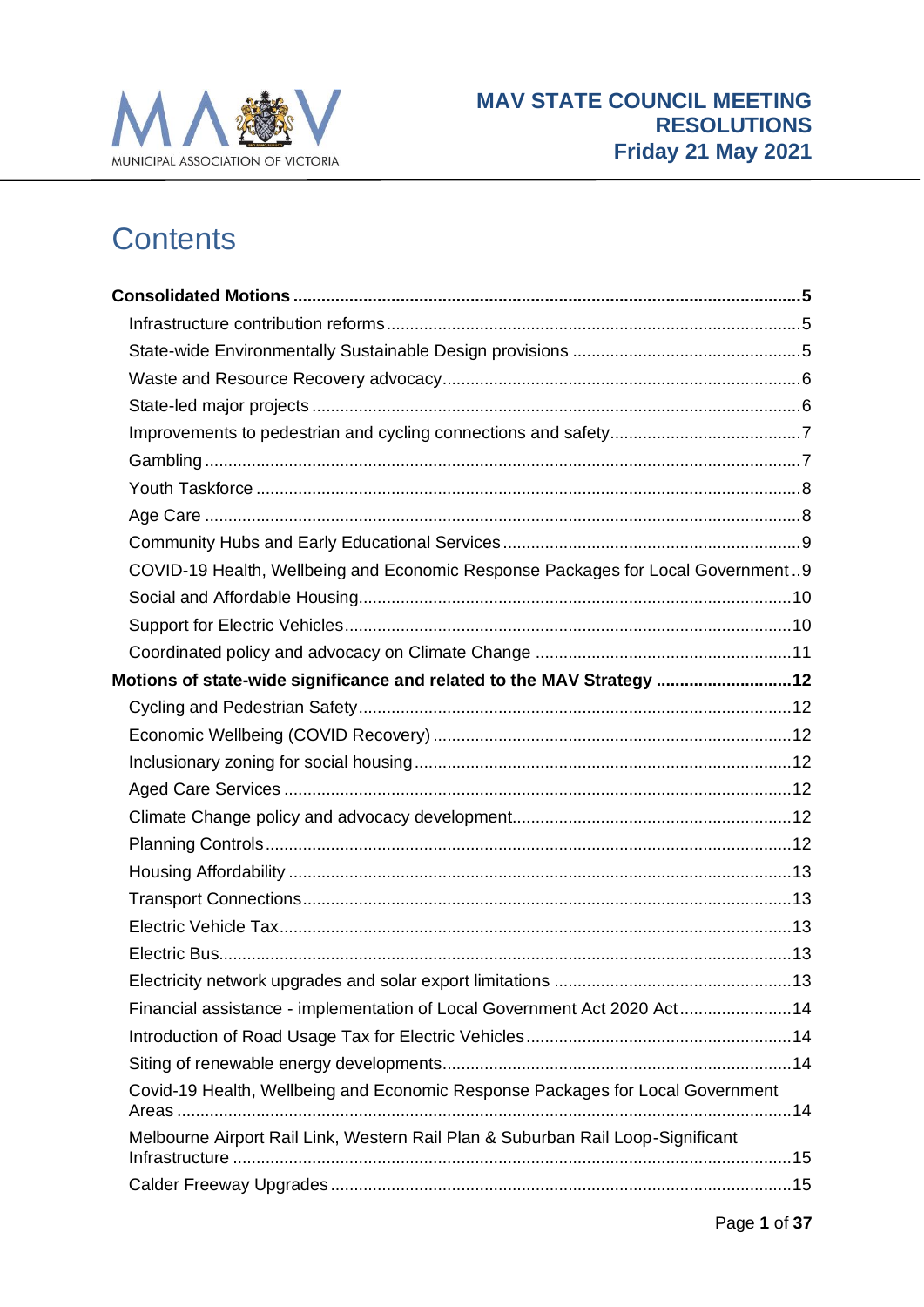MUNICIPAL ASSOCIATION OF VICTORIA

# MAV STATE COUNCIL MEETING RESOLUTIONS
**Friday 21 May 2021**

# Contents

**Consolidated Motions** ..... **5**
- Infrastructure contribution reforms ..... 5
- State-wide Environmentally Sustainable Design provisions ..... 5
- Waste and Resource Recovery advocacy ..... 6
- State-led major projects ..... 6
- Improvements to pedestrian and cycling connections and safety ..... 7
- Gambling ..... 7
- Youth Taskforce ..... 8
- Age Care ..... 8
- Community Hubs and Early Educational Services ..... 9
- COVID-19 Health, Wellbeing and Economic Response Packages for Local Government ..... 9
- Social and Affordable Housing ..... 10
- Support for Electric Vehicles ..... 10
- Coordinated policy and advocacy on Climate Change ..... 11

**Motions of state-wide significance and related to the MAV Strategy** ..... **12**
- Cycling and Pedestrian Safety ..... 12
- Economic Wellbeing (COVID Recovery) ..... 12
- Inclusionary zoning for social housing ..... 12
- Aged Care Services ..... 12
- Climate Change policy and advocacy development ..... 12
- Planning Controls ..... 12
- Housing Affordability ..... 13
- Transport Connections ..... 13
- Electric Vehicle Tax ..... 13
- Electric Bus ..... 13
- Electricity network upgrades and solar export limitations ..... 13
- Financial assistance - implementation of Local Government Act 2020 Act ..... 14
- Introduction of Road Usage Tax for Electric Vehicles ..... 14
- Siting of renewable energy developments ..... 14
- Covid-19 Health, Wellbeing and Economic Response Packages for Local Government Areas ..... 14
- Melbourne Airport Rail Link, Western Rail Plan & Suburban Rail Loop-Significant Infrastructure ..... 15
- Calder Freeway Upgrades ..... 15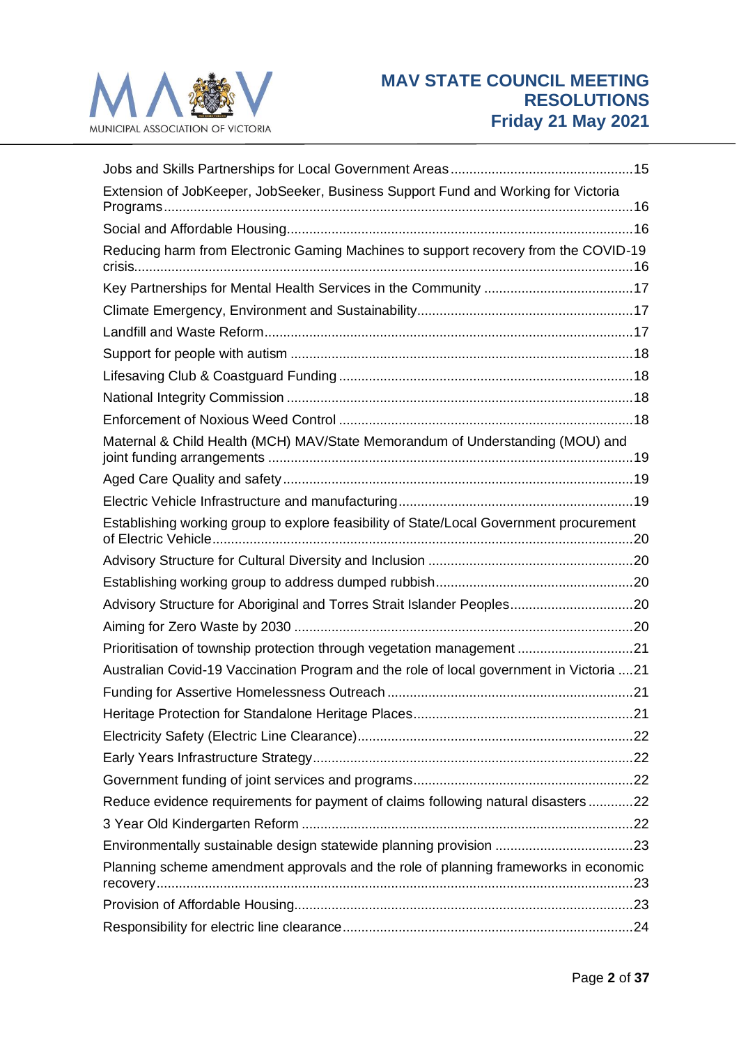Jobs and Skills Partnerships for Local Government Areas ....... 15

Extension of JobKeeper, JobSeeker, Business Support Fund and Working for Victoria Programs ....... 16

Social and Affordable Housing ....... 16

Reducing harm from Electronic Gaming Machines to support recovery from the COVID-19 crisis ....... 16

Key Partnerships for Mental Health Services in the Community ....... 17

Climate Emergency, Environment and Sustainability ....... 17

Landfill and Waste Reform ....... 17

Support for people with autism ....... 18

Lifesaving Club & Coastguard Funding ....... 18

National Integrity Commission ....... 18

Enforcement of Noxious Weed Control ....... 18

Maternal & Child Health (MCH) MAV/State Memorandum of Understanding (MOU) and joint funding arrangements ....... 19

Aged Care Quality and safety ....... 19

Electric Vehicle Infrastructure and manufacturing ....... 19

Establishing working group to explore feasibility of State/Local Government procurement of Electric Vehicle ....... 20

Advisory Structure for Cultural Diversity and Inclusion ....... 20

Establishing working group to address dumped rubbish ....... 20

Advisory Structure for Aboriginal and Torres Strait Islander Peoples ....... 20

Aiming for Zero Waste by 2030 ....... 20

Prioritisation of township protection through vegetation management ....... 21

Australian Covid-19 Vaccination Program and the role of local government in Victoria ....... 21

Funding for Assertive Homelessness Outreach ....... 21

Heritage Protection for Standalone Heritage Places ....... 21

Electricity Safety (Electric Line Clearance) ....... 22

Early Years Infrastructure Strategy ....... 22

Government funding of joint services and programs ....... 22

Reduce evidence requirements for payment of claims following natural disasters ....... 22

3 Year Old Kindergarten Reform ....... 22

Environmentally sustainable design statewide planning provision ....... 23

Planning scheme amendment approvals and the role of planning frameworks in economic recovery ....... 23

Provision of Affordable Housing ....... 23

Responsibility for electric line clearance ....... 24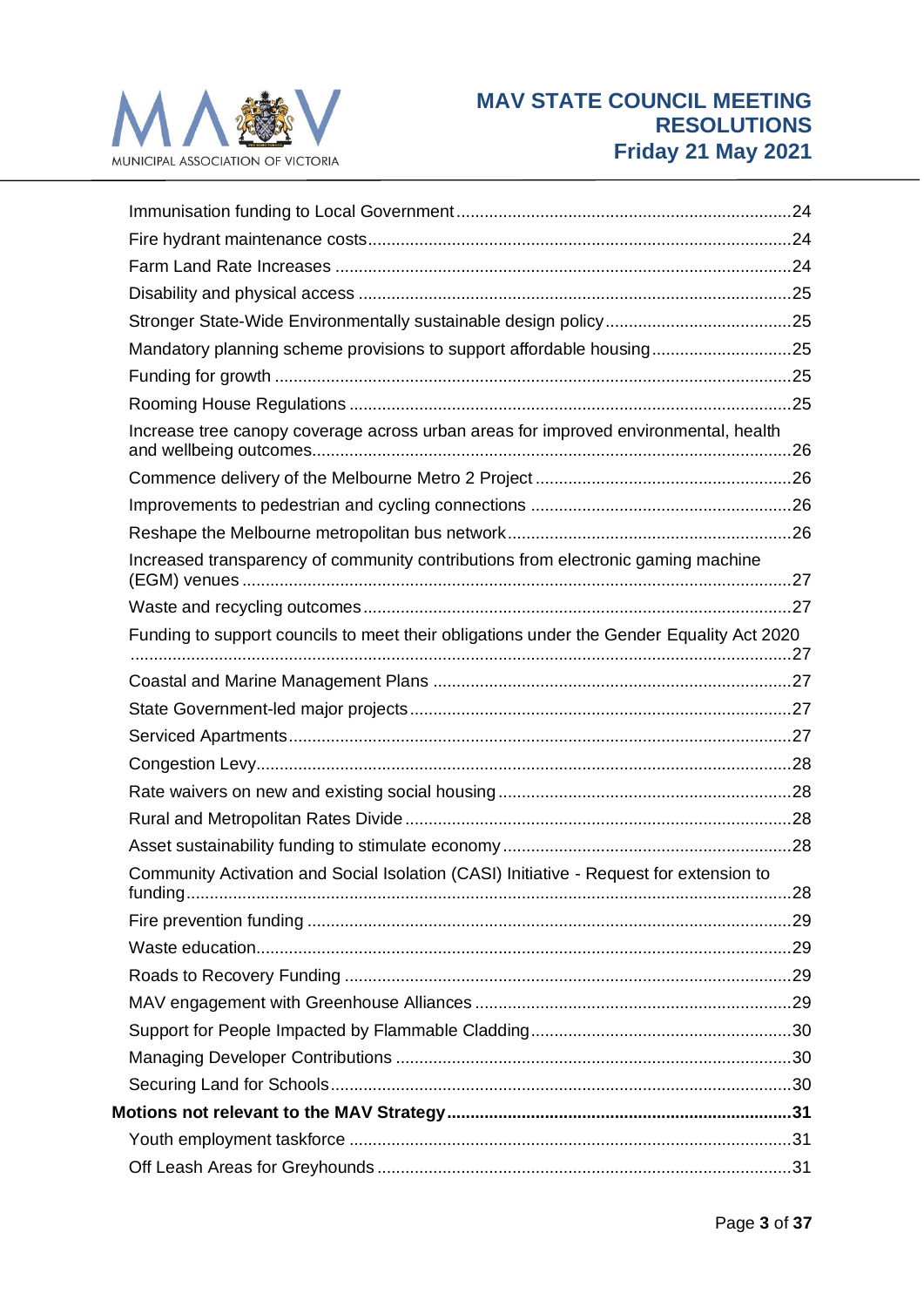Immunisation funding to Local Government ........ 24
Fire hydrant maintenance costs ........ 24
Farm Land Rate Increases ........ 24
Disability and physical access ........ 25
Stronger State-Wide Environmentally sustainable design policy ........ 25
Mandatory planning scheme provisions to support affordable housing ........ 25
Funding for growth ........ 25
Rooming House Regulations ........ 25
Increase tree canopy coverage across urban areas for improved environmental, health and wellbeing outcomes ........ 26
Commence delivery of the Melbourne Metro 2 Project ........ 26
Improvements to pedestrian and cycling connections ........ 26
Reshape the Melbourne metropolitan bus network ........ 26
Increased transparency of community contributions from electronic gaming machine (EGM) venues ........ 27
Waste and recycling outcomes ........ 27
Funding to support councils to meet their obligations under the Gender Equality Act 2020 ........ 27
Coastal and Marine Management Plans ........ 27
State Government-led major projects ........ 27
Serviced Apartments ........ 27
Congestion Levy ........ 28
Rate waivers on new and existing social housing ........ 28
Rural and Metropolitan Rates Divide ........ 28
Asset sustainability funding to stimulate economy ........ 28
Community Activation and Social Isolation (CASI) Initiative - Request for extension to funding ........ 28
Fire prevention funding ........ 29
Waste education ........ 29
Roads to Recovery Funding ........ 29
MAV engagement with Greenhouse Alliances ........ 29
Support for People Impacted by Flammable Cladding ........ 30
Managing Developer Contributions ........ 30
Securing Land for Schools ........ 30

**Motions not relevant to the MAV Strategy ........ 31**

Youth employment taskforce ........ 31
Off Leash Areas for Greyhounds ........ 31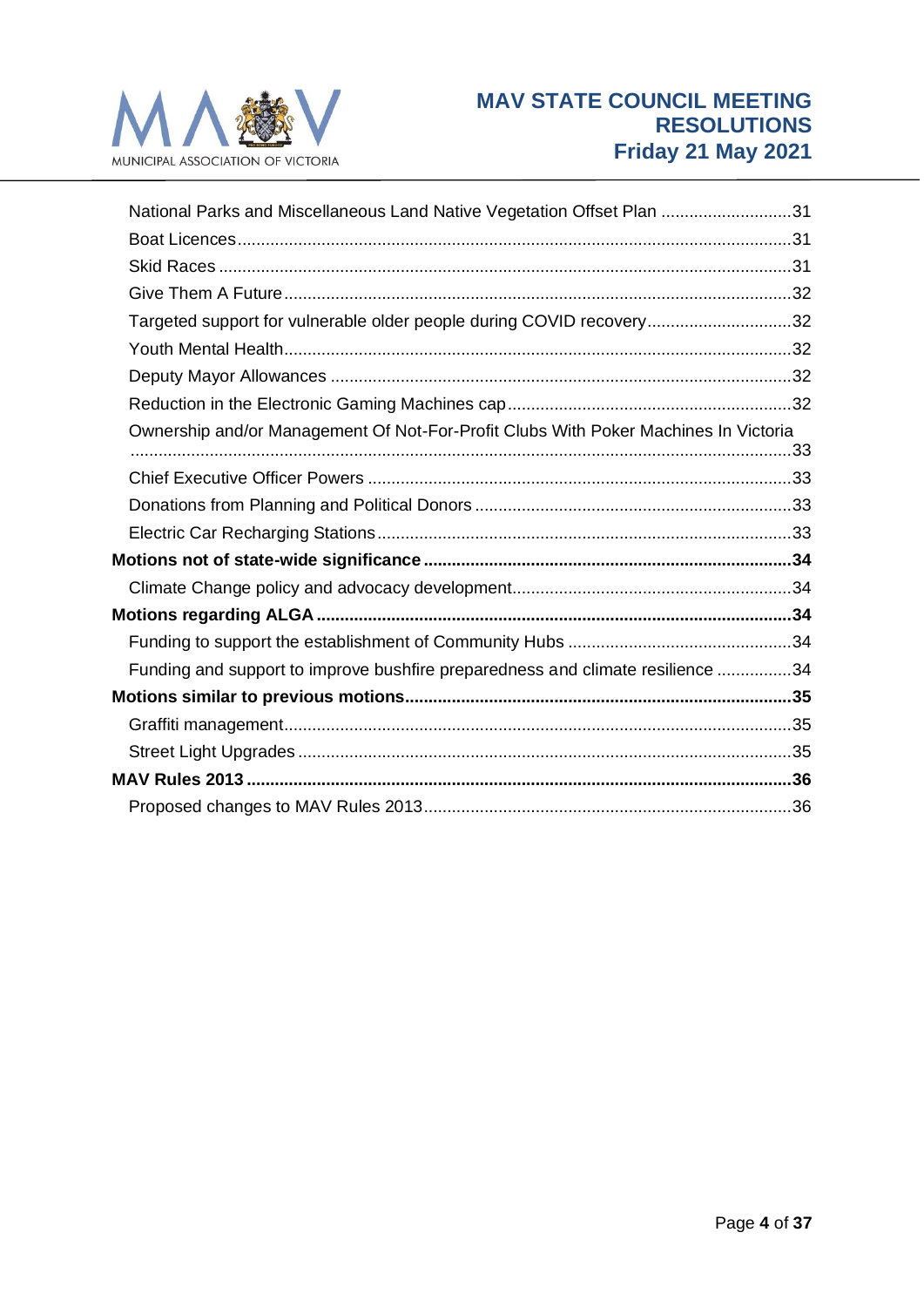- National Parks and Miscellaneous Land Native Vegetation Offset Plan ............................31
- Boat Licences......................................................................................................31
- Skid Races .........................................................................................................31
- Give Them A Future............................................................................................32
- Targeted support for vulnerable older people during COVID recovery...............................32
- Youth Mental Health............................................................................................32
- Deputy Mayor Allowances ..................................................................................32
- Reduction in the Electronic Gaming Machines cap.............................................................32
- Ownership and/or Management Of Not-For-Profit Clubs With Poker Machines In Victoria ...........................................................................................................................33
- Chief Executive Officer Powers ..........................................................................33
- Donations from Planning and Political Donors ....................................................................33
- Electric Car Recharging Stations........................................................................33

**Motions not of state-wide significance .............................................................................34**

- Climate Change policy and advocacy development...........................................................34

**Motions regarding ALGA .....................................................................................................34**

- Funding to support the establishment of Community Hubs ................................................34
- Funding and support to improve bushfire preparedness and climate resilience ................34

**Motions similar to previous motions..................................................................................35**

- Graffiti management............................................................................................35
- Street Light Upgrades .........................................................................................35

**MAV Rules 2013 ...................................................................................................................36**

- Proposed changes to MAV Rules 2013..............................................................................36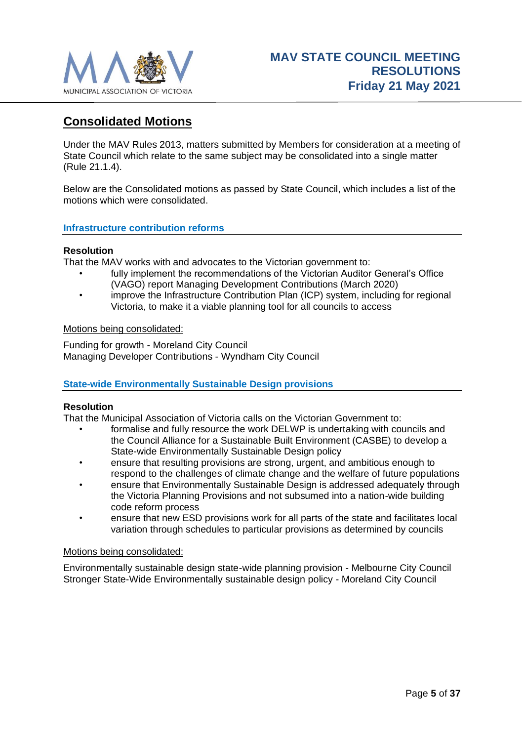## Consolidated Motions

Under the MAV Rules 2013, matters submitted by Members for consideration at a meeting of State Council which relate to the same subject may be consolidated into a single matter (Rule 21.1.4).

Below are the Consolidated motions as passed by State Council, which includes a list of the motions which were consolidated.

### Infrastructure contribution reforms

**Resolution**

That the MAV works with and advocates to the Victorian government to:

- fully implement the recommendations of the Victorian Auditor General's Office (VAGO) report Managing Development Contributions (March 2020)
- improve the Infrastructure Contribution Plan (ICP) system, including for regional Victoria, to make it a viable planning tool for all councils to access

Motions being consolidated:

Funding for growth - Moreland City Council
Managing Developer Contributions - Wyndham City Council

### State-wide Environmentally Sustainable Design provisions

**Resolution**

That the Municipal Association of Victoria calls on the Victorian Government to:

- formalise and fully resource the work DELWP is undertaking with councils and the Council Alliance for a Sustainable Built Environment (CASBE) to develop a State-wide Environmentally Sustainable Design policy
- ensure that resulting provisions are strong, urgent, and ambitious enough to respond to the challenges of climate change and the welfare of future populations
- ensure that Environmentally Sustainable Design is addressed adequately through the Victoria Planning Provisions and not subsumed into a nation-wide building code reform process
- ensure that new ESD provisions work for all parts of the state and facilitates local variation through schedules to particular provisions as determined by councils

Motions being consolidated:

Environmentally sustainable design state-wide planning provision - Melbourne City Council
Stronger State-Wide Environmentally sustainable design policy - Moreland City Council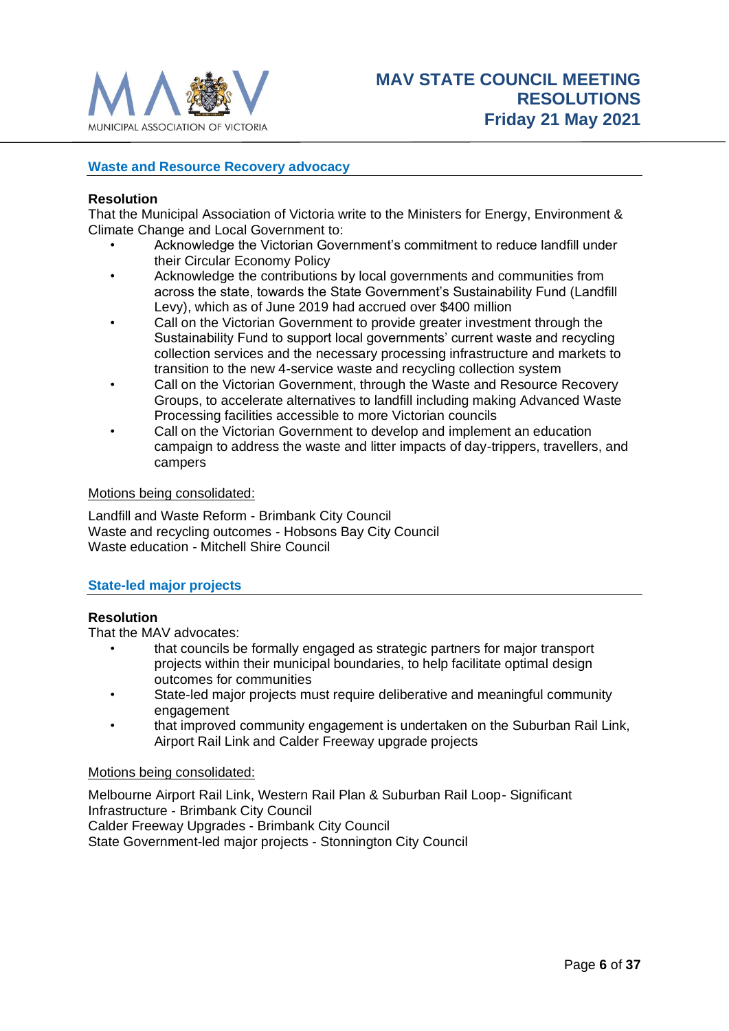## Waste and Resource Recovery advocacy

**Resolution**

That the Municipal Association of Victoria write to the Ministers for Energy, Environment & Climate Change and Local Government to:

- Acknowledge the Victorian Government's commitment to reduce landfill under their Circular Economy Policy
- Acknowledge the contributions by local governments and communities from across the state, towards the State Government's Sustainability Fund (Landfill Levy), which as of June 2019 had accrued over $400 million
- Call on the Victorian Government to provide greater investment through the Sustainability Fund to support local governments' current waste and recycling collection services and the necessary processing infrastructure and markets to transition to the new 4-service waste and recycling collection system
- Call on the Victorian Government, through the Waste and Resource Recovery Groups, to accelerate alternatives to landfill including making Advanced Waste Processing facilities accessible to more Victorian councils
- Call on the Victorian Government to develop and implement an education campaign to address the waste and litter impacts of day-trippers, travellers, and campers

Motions being consolidated:

Landfill and Waste Reform - Brimbank City Council
Waste and recycling outcomes - Hobsons Bay City Council
Waste education - Mitchell Shire Council

## State-led major projects

**Resolution**

That the MAV advocates:

- that councils be formally engaged as strategic partners for major transport projects within their municipal boundaries, to help facilitate optimal design outcomes for communities
- State-led major projects must require deliberative and meaningful community engagement
- that improved community engagement is undertaken on the Suburban Rail Link, Airport Rail Link and Calder Freeway upgrade projects

Motions being consolidated:

Melbourne Airport Rail Link, Western Rail Plan & Suburban Rail Loop- Significant Infrastructure - Brimbank City Council
Calder Freeway Upgrades - Brimbank City Council
State Government-led major projects - Stonnington City Council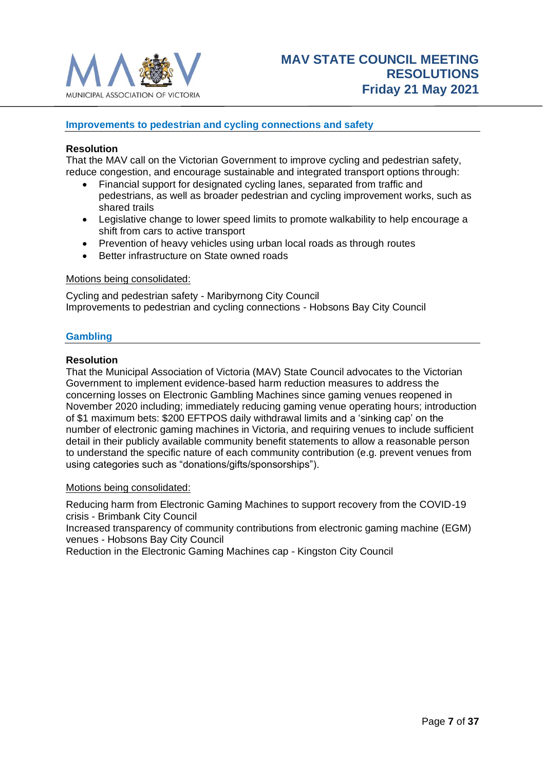## Improvements to pedestrian and cycling connections and safety

**Resolution**

That the MAV call on the Victorian Government to improve cycling and pedestrian safety, reduce congestion, and encourage sustainable and integrated transport options through:

- Financial support for designated cycling lanes, separated from traffic and pedestrians, as well as broader pedestrian and cycling improvement works, such as shared trails
- Legislative change to lower speed limits to promote walkability to help encourage a shift from cars to active transport
- Prevention of heavy vehicles using urban local roads as through routes
- Better infrastructure on State owned roads

Motions being consolidated:

Cycling and pedestrian safety - Maribyrnong City Council
Improvements to pedestrian and cycling connections - Hobsons Bay City Council

## Gambling

**Resolution**

That the Municipal Association of Victoria (MAV) State Council advocates to the Victorian Government to implement evidence-based harm reduction measures to address the concerning losses on Electronic Gambling Machines since gaming venues reopened in November 2020 including; immediately reducing gaming venue operating hours; introduction of $1 maximum bets: $200 EFTPOS daily withdrawal limits and a 'sinking cap' on the number of electronic gaming machines in Victoria, and requiring venues to include sufficient detail in their publicly available community benefit statements to allow a reasonable person to understand the specific nature of each community contribution (e.g. prevent venues from using categories such as "donations/gifts/sponsorships").

Motions being consolidated:

Reducing harm from Electronic Gaming Machines to support recovery from the COVID-19 crisis - Brimbank City Council
Increased transparency of community contributions from electronic gaming machine (EGM) venues - Hobsons Bay City Council
Reduction in the Electronic Gaming Machines cap - Kingston City Council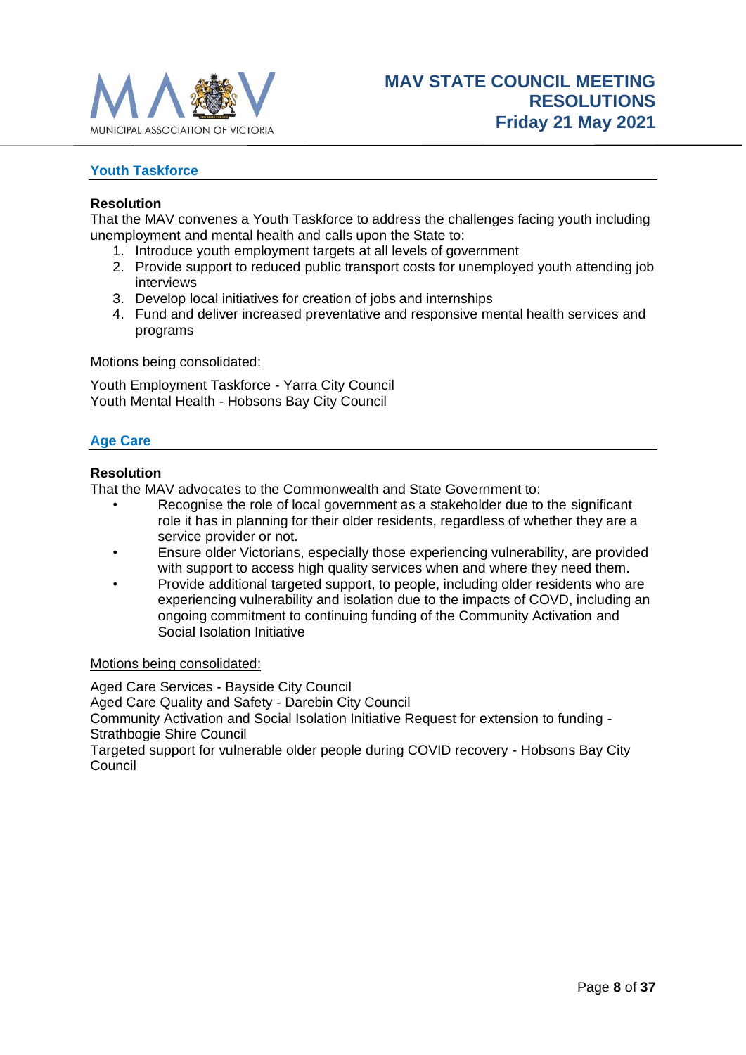## Youth Taskforce

**Resolution**

That the MAV convenes a Youth Taskforce to address the challenges facing youth including unemployment and mental health and calls upon the State to:

1. Introduce youth employment targets at all levels of government
2. Provide support to reduced public transport costs for unemployed youth attending job interviews
3. Develop local initiatives for creation of jobs and internships
4. Fund and deliver increased preventative and responsive mental health services and programs

Motions being consolidated:

Youth Employment Taskforce - Yarra City Council
Youth Mental Health - Hobsons Bay City Council

## Age Care

**Resolution**

That the MAV advocates to the Commonwealth and State Government to:

- Recognise the role of local government as a stakeholder due to the significant role it has in planning for their older residents, regardless of whether they are a service provider or not.
- Ensure older Victorians, especially those experiencing vulnerability, are provided with support to access high quality services when and where they need them.
- Provide additional targeted support, to people, including older residents who are experiencing vulnerability and isolation due to the impacts of COVD, including an ongoing commitment to continuing funding of the Community Activation and Social Isolation Initiative

Motions being consolidated:

Aged Care Services - Bayside City Council
Aged Care Quality and Safety - Darebin City Council
Community Activation and Social Isolation Initiative Request for extension to funding - Strathbogie Shire Council
Targeted support for vulnerable older people during COVID recovery - Hobsons Bay City Council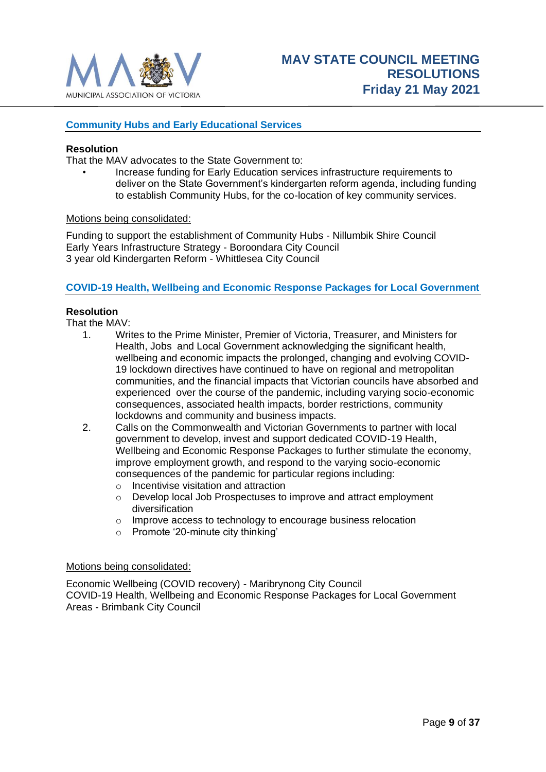## Community Hubs and Early Educational Services

**Resolution**

That the MAV advocates to the State Government to:

- Increase funding for Early Education services infrastructure requirements to deliver on the State Government's kindergarten reform agenda, including funding to establish Community Hubs, for the co-location of key community services.

Motions being consolidated:

Funding to support the establishment of Community Hubs - Nillumbik Shire Council
Early Years Infrastructure Strategy - Boroondara City Council
3 year old Kindergarten Reform - Whittlesea City Council

## COVID-19 Health, Wellbeing and Economic Response Packages for Local Government

**Resolution**

That the MAV:

1. Writes to the Prime Minister, Premier of Victoria, Treasurer, and Ministers for Health, Jobs and Local Government acknowledging the significant health, wellbeing and economic impacts the prolonged, changing and evolving COVID-19 lockdown directives have continued to have on regional and metropolitan communities, and the financial impacts that Victorian councils have absorbed and experienced over the course of the pandemic, including varying socio-economic consequences, associated health impacts, border restrictions, community lockdowns and community and business impacts.
2. Calls on the Commonwealth and Victorian Governments to partner with local government to develop, invest and support dedicated COVID-19 Health, Wellbeing and Economic Response Packages to further stimulate the economy, improve employment growth, and respond to the varying socio-economic consequences of the pandemic for particular regions including:
   - Incentivise visitation and attraction
   - Develop local Job Prospectuses to improve and attract employment diversification
   - Improve access to technology to encourage business relocation
   - Promote '20-minute city thinking'

Motions being consolidated:

Economic Wellbeing (COVID recovery) - Maribrynong City Council
COVID-19 Health, Wellbeing and Economic Response Packages for Local Government Areas - Brimbank City Council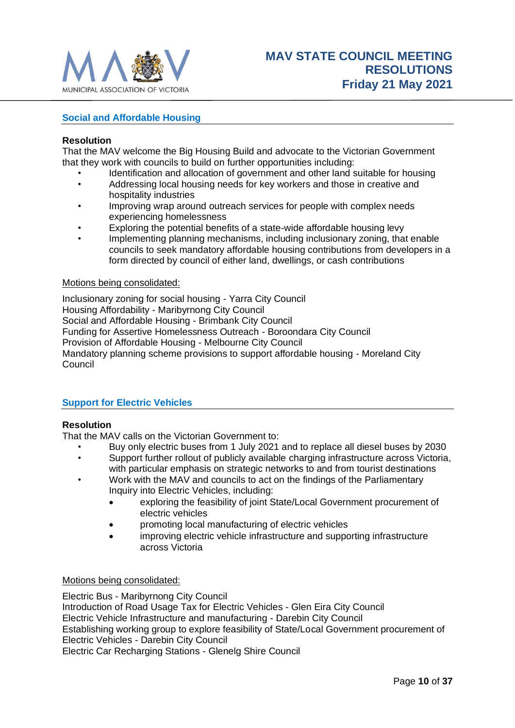## Social and Affordable Housing

**Resolution**

That the MAV welcome the Big Housing Build and advocate to the Victorian Government that they work with councils to build on further opportunities including:

- Identification and allocation of government and other land suitable for housing
- Addressing local housing needs for key workers and those in creative and hospitality industries
- Improving wrap around outreach services for people with complex needs experiencing homelessness
- Exploring the potential benefits of a state-wide affordable housing levy
- Implementing planning mechanisms, including inclusionary zoning, that enable councils to seek mandatory affordable housing contributions from developers in a form directed by council of either land, dwellings, or cash contributions

Motions being consolidated:

Inclusionary zoning for social housing - Yarra City Council
Housing Affordability - Maribyrnong City Council
Social and Affordable Housing - Brimbank City Council
Funding for Assertive Homelessness Outreach - Boroondara City Council
Provision of Affordable Housing - Melbourne City Council
Mandatory planning scheme provisions to support affordable housing - Moreland City Council

## Support for Electric Vehicles

**Resolution**

That the MAV calls on the Victorian Government to:

- Buy only electric buses from 1 July 2021 and to replace all diesel buses by 2030
- Support further rollout of publicly available charging infrastructure across Victoria, with particular emphasis on strategic networks to and from tourist destinations
- Work with the MAV and councils to act on the findings of the Parliamentary Inquiry into Electric Vehicles, including:
  - exploring the feasibility of joint State/Local Government procurement of electric vehicles
  - promoting local manufacturing of electric vehicles
  - improving electric vehicle infrastructure and supporting infrastructure across Victoria

Motions being consolidated:

Electric Bus - Maribyrnong City Council
Introduction of Road Usage Tax for Electric Vehicles - Glen Eira City Council
Electric Vehicle Infrastructure and manufacturing - Darebin City Council
Establishing working group to explore feasibility of State/Local Government procurement of Electric Vehicles - Darebin City Council
Electric Car Recharging Stations - Glenelg Shire Council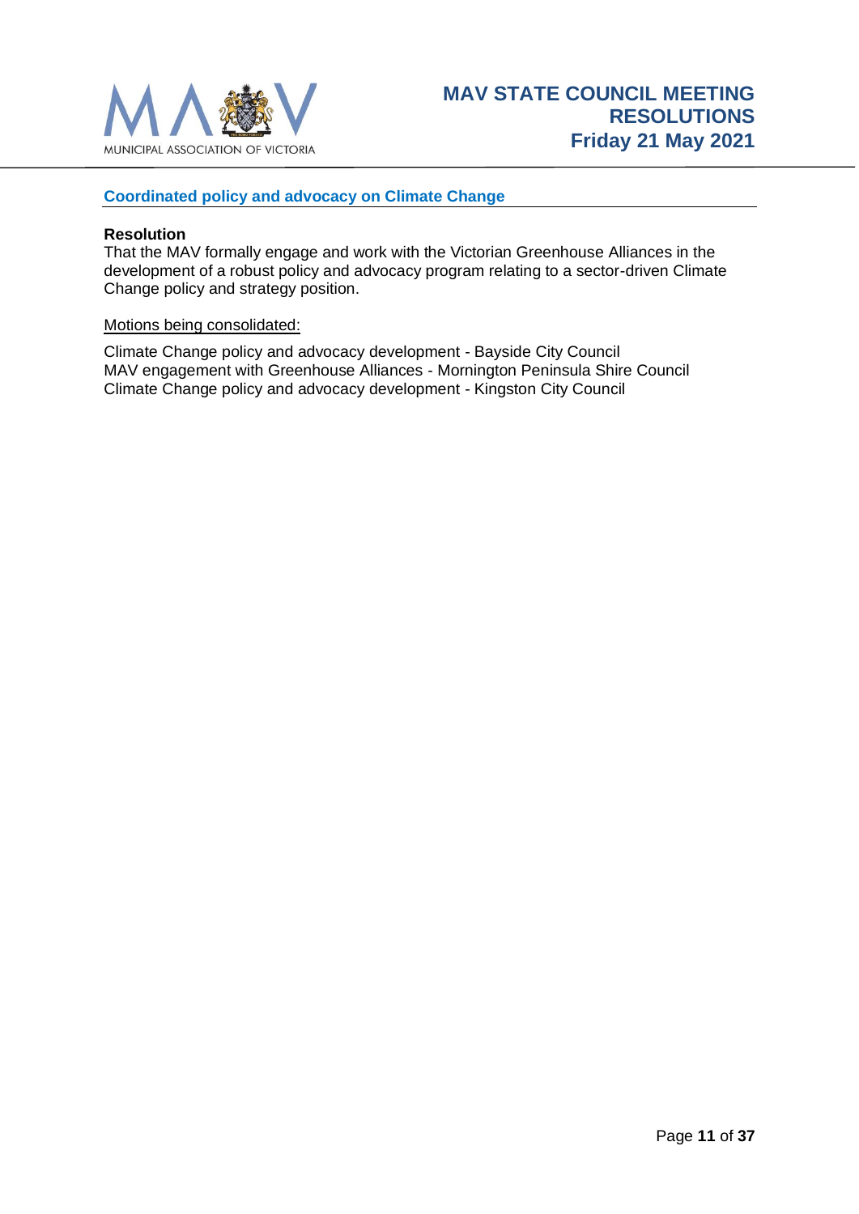## Coordinated policy and advocacy on Climate Change

**Resolution**

That the MAV formally engage and work with the Victorian Greenhouse Alliances in the development of a robust policy and advocacy program relating to a sector-driven Climate Change policy and strategy position.

Motions being consolidated:

Climate Change policy and advocacy development - Bayside City Council
MAV engagement with Greenhouse Alliances - Mornington Peninsula Shire Council
Climate Change policy and advocacy development - Kingston City Council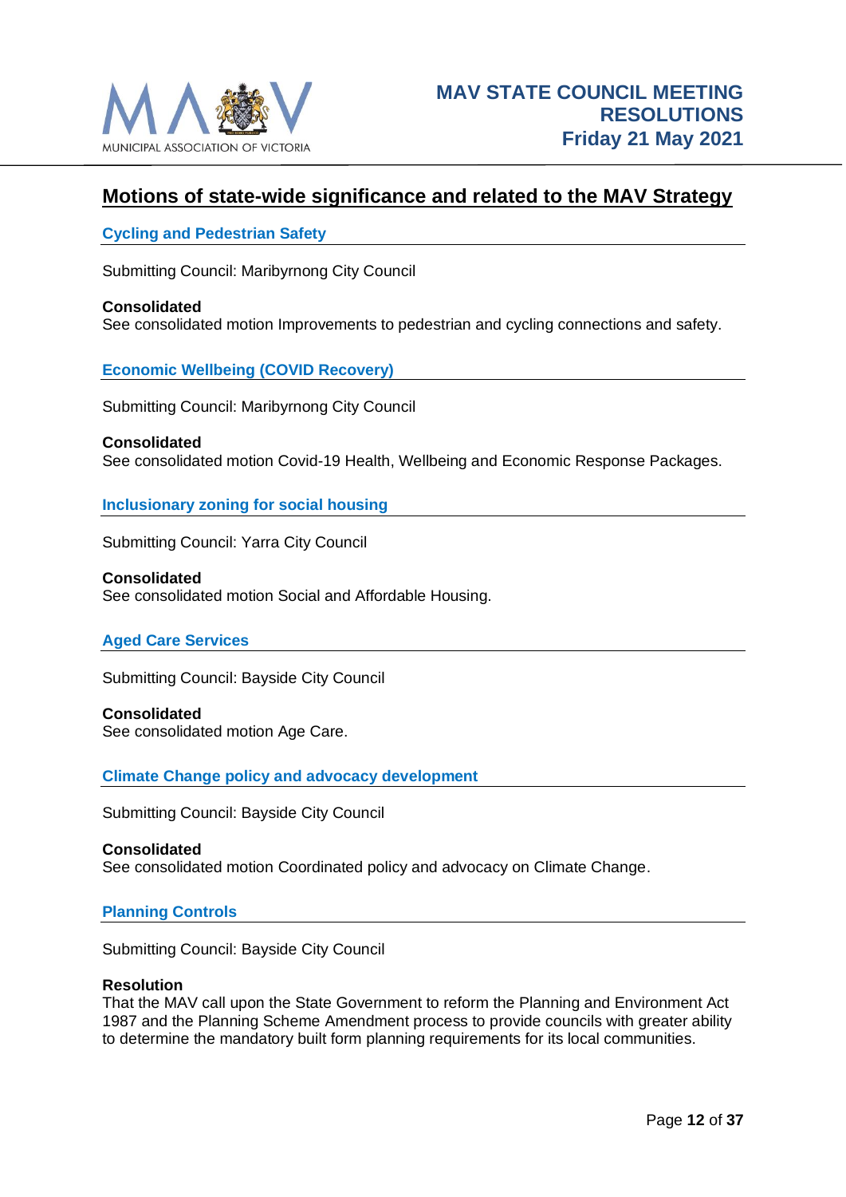## Motions of state-wide significance and related to the MAV Strategy

### Cycling and Pedestrian Safety

Submitting Council: Maribyrnong City Council

**Consolidated**
See consolidated motion Improvements to pedestrian and cycling connections and safety.

### Economic Wellbeing (COVID Recovery)

Submitting Council: Maribyrnong City Council

**Consolidated**
See consolidated motion Covid-19 Health, Wellbeing and Economic Response Packages.

### Inclusionary zoning for social housing

Submitting Council: Yarra City Council

**Consolidated**
See consolidated motion Social and Affordable Housing.

### Aged Care Services

Submitting Council: Bayside City Council

**Consolidated**
See consolidated motion Age Care.

### Climate Change policy and advocacy development

Submitting Council: Bayside City Council

**Consolidated**
See consolidated motion Coordinated policy and advocacy on Climate Change.

### Planning Controls

Submitting Council: Bayside City Council

**Resolution**
That the MAV call upon the State Government to reform the Planning and Environment Act 1987 and the Planning Scheme Amendment process to provide councils with greater ability to determine the mandatory built form planning requirements for its local communities.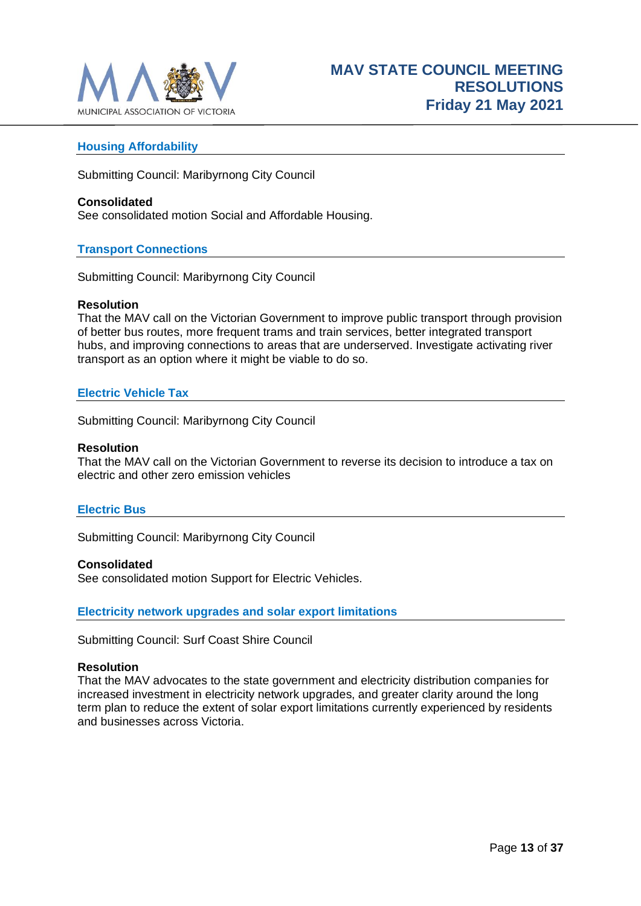## Housing Affordability

Submitting Council: Maribyrnong City Council

**Consolidated**
See consolidated motion Social and Affordable Housing.

## Transport Connections

Submitting Council: Maribyrnong City Council

**Resolution**
That the MAV call on the Victorian Government to improve public transport through provision of better bus routes, more frequent trams and train services, better integrated transport hubs, and improving connections to areas that are underserved. Investigate activating river transport as an option where it might be viable to do so.

## Electric Vehicle Tax

Submitting Council: Maribyrnong City Council

**Resolution**
That the MAV call on the Victorian Government to reverse its decision to introduce a tax on electric and other zero emission vehicles

## Electric Bus

Submitting Council: Maribyrnong City Council

**Consolidated**
See consolidated motion Support for Electric Vehicles.

## Electricity network upgrades and solar export limitations

Submitting Council: Surf Coast Shire Council

**Resolution**
That the MAV advocates to the state government and electricity distribution companies for increased investment in electricity network upgrades, and greater clarity around the long term plan to reduce the extent of solar export limitations currently experienced by residents and businesses across Victoria.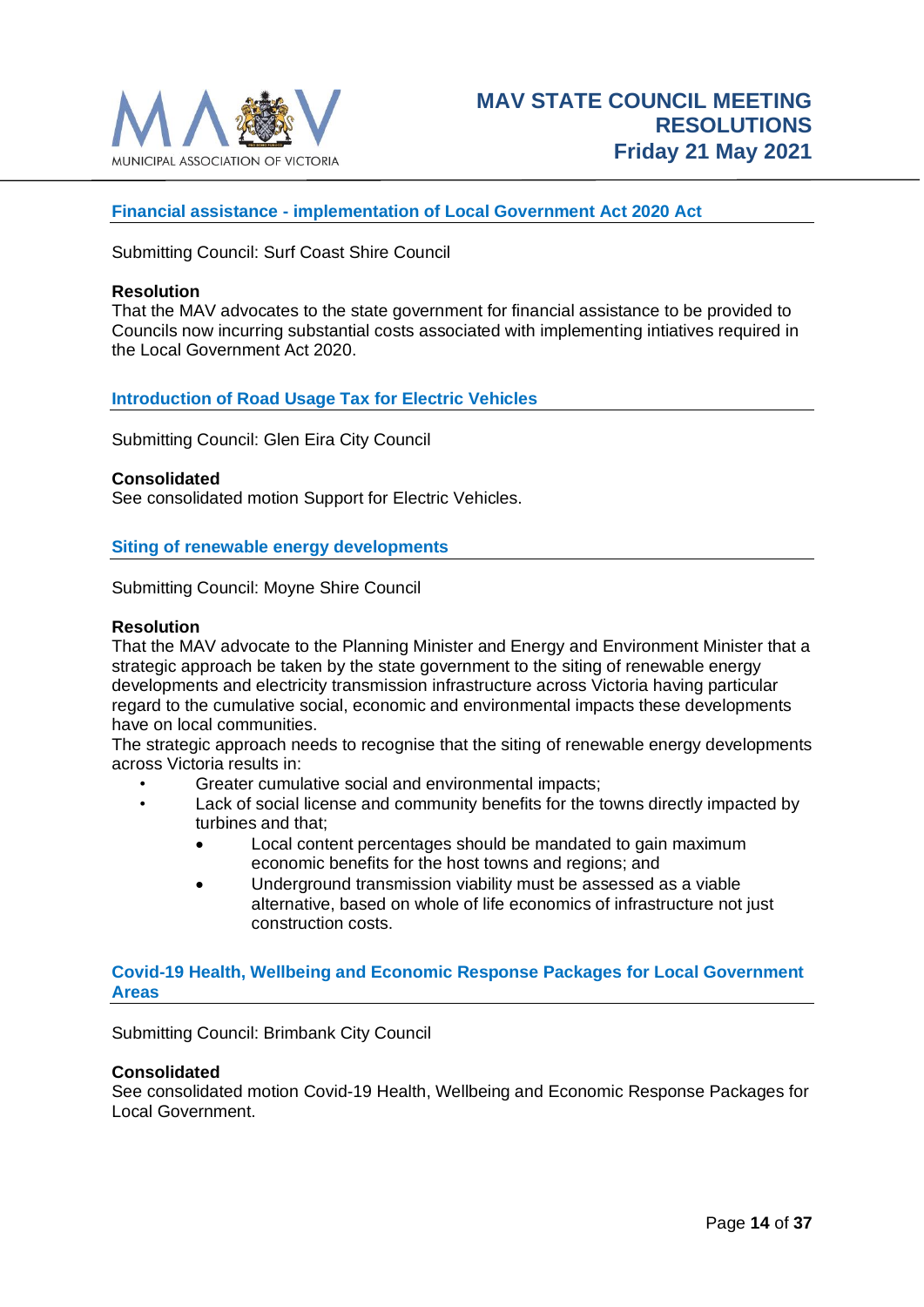## Financial assistance - implementation of Local Government Act 2020 Act

Submitting Council: Surf Coast Shire Council

**Resolution**

That the MAV advocates to the state government for financial assistance to be provided to Councils now incurring substantial costs associated with implementing intiatives required in the Local Government Act 2020.

## Introduction of Road Usage Tax for Electric Vehicles

Submitting Council: Glen Eira City Council

**Consolidated**

See consolidated motion Support for Electric Vehicles.

## Siting of renewable energy developments

Submitting Council: Moyne Shire Council

**Resolution**

That the MAV advocate to the Planning Minister and Energy and Environment Minister that a strategic approach be taken by the state government to the siting of renewable energy developments and electricity transmission infrastructure across Victoria having particular regard to the cumulative social, economic and environmental impacts these developments have on local communities.

The strategic approach needs to recognise that the siting of renewable energy developments across Victoria results in:

- Greater cumulative social and environmental impacts;
- Lack of social license and community benefits for the towns directly impacted by turbines and that;
  - Local content percentages should be mandated to gain maximum economic benefits for the host towns and regions; and
  - Underground transmission viability must be assessed as a viable alternative, based on whole of life economics of infrastructure not just construction costs.

## Covid-19 Health, Wellbeing and Economic Response Packages for Local Government Areas

Submitting Council: Brimbank City Council

**Consolidated**

See consolidated motion Covid-19 Health, Wellbeing and Economic Response Packages for Local Government.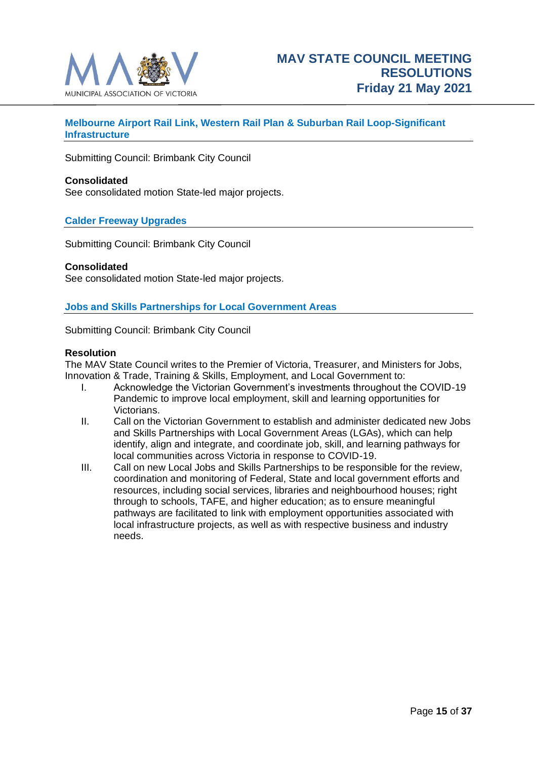## Melbourne Airport Rail Link, Western Rail Plan & Suburban Rail Loop-Significant Infrastructure

Submitting Council: Brimbank City Council

**Consolidated**
See consolidated motion State-led major projects.

## Calder Freeway Upgrades

Submitting Council: Brimbank City Council

**Consolidated**
See consolidated motion State-led major projects.

## Jobs and Skills Partnerships for Local Government Areas

Submitting Council: Brimbank City Council

**Resolution**
The MAV State Council writes to the Premier of Victoria, Treasurer, and Ministers for Jobs, Innovation & Trade, Training & Skills, Employment, and Local Government to:

I. Acknowledge the Victorian Government's investments throughout the COVID-19 Pandemic to improve local employment, skill and learning opportunities for Victorians.

II. Call on the Victorian Government to establish and administer dedicated new Jobs and Skills Partnerships with Local Government Areas (LGAs), which can help identify, align and integrate, and coordinate job, skill, and learning pathways for local communities across Victoria in response to COVID-19.

III. Call on new Local Jobs and Skills Partnerships to be responsible for the review, coordination and monitoring of Federal, State and local government efforts and resources, including social services, libraries and neighbourhood houses; right through to schools, TAFE, and higher education; as to ensure meaningful pathways are facilitated to link with employment opportunities associated with local infrastructure projects, as well as with respective business and industry needs.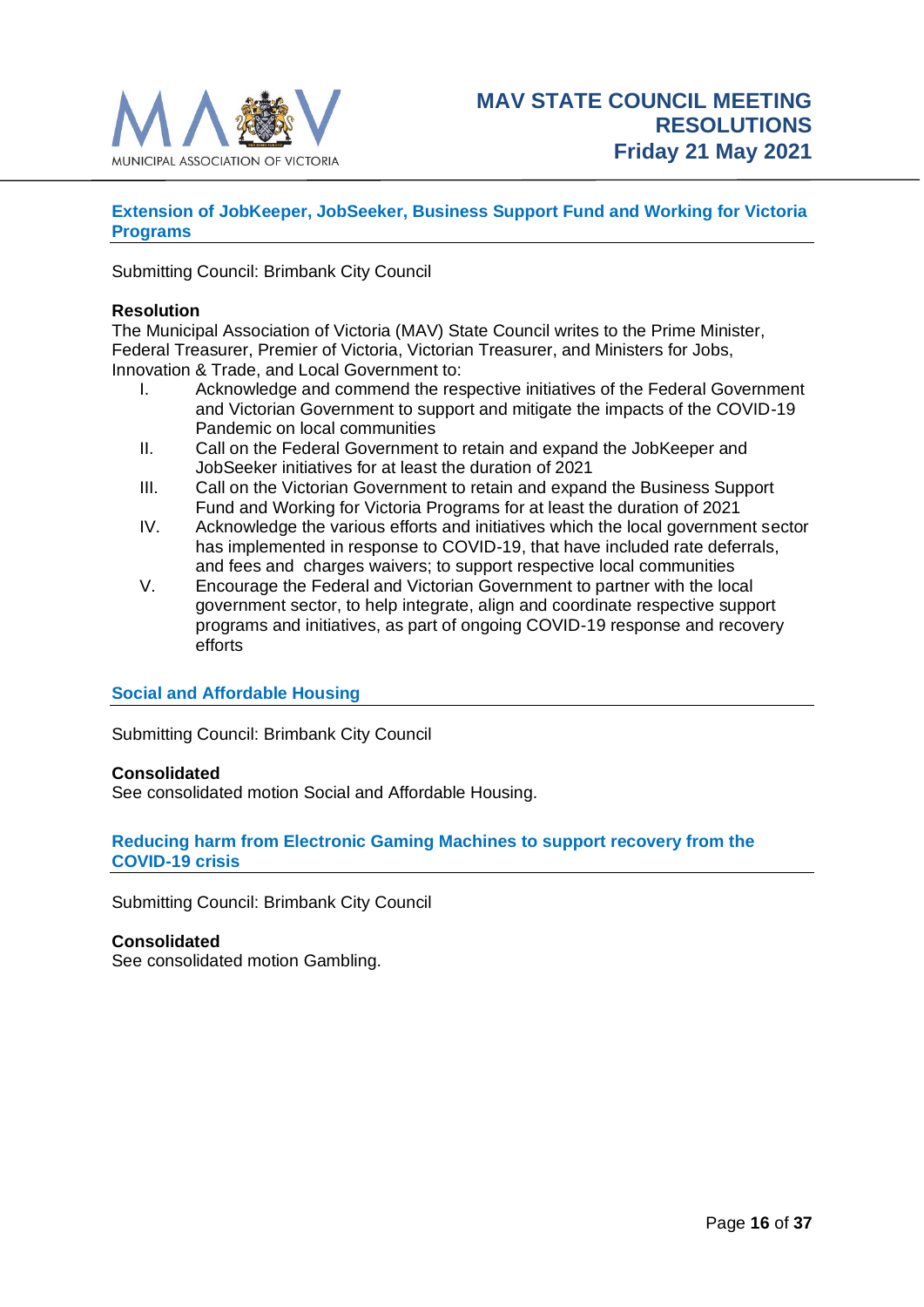## Extension of JobKeeper, JobSeeker, Business Support Fund and Working for Victoria Programs

Submitting Council: Brimbank City Council

**Resolution**

The Municipal Association of Victoria (MAV) State Council writes to the Prime Minister, Federal Treasurer, Premier of Victoria, Victorian Treasurer, and Ministers for Jobs, Innovation & Trade, and Local Government to:

I. Acknowledge and commend the respective initiatives of the Federal Government and Victorian Government to support and mitigate the impacts of the COVID-19 Pandemic on local communities

II. Call on the Federal Government to retain and expand the JobKeeper and JobSeeker initiatives for at least the duration of 2021

III. Call on the Victorian Government to retain and expand the Business Support Fund and Working for Victoria Programs for at least the duration of 2021

IV. Acknowledge the various efforts and initiatives which the local government sector has implemented in response to COVID-19, that have included rate deferrals, and fees and charges waivers; to support respective local communities

V. Encourage the Federal and Victorian Government to partner with the local government sector, to help integrate, align and coordinate respective support programs and initiatives, as part of ongoing COVID-19 response and recovery efforts

## Social and Affordable Housing

Submitting Council: Brimbank City Council

**Consolidated**

See consolidated motion Social and Affordable Housing.

## Reducing harm from Electronic Gaming Machines to support recovery from the COVID-19 crisis

Submitting Council: Brimbank City Council

**Consolidated**

See consolidated motion Gambling.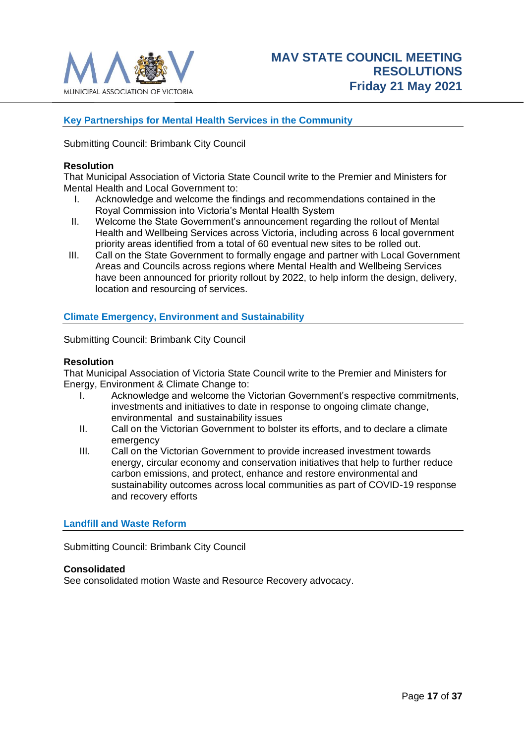## Key Partnerships for Mental Health Services in the Community

Submitting Council: Brimbank City Council

**Resolution**

That Municipal Association of Victoria State Council write to the Premier and Ministers for Mental Health and Local Government to:

I. Acknowledge and welcome the findings and recommendations contained in the Royal Commission into Victoria's Mental Health System

II. Welcome the State Government's announcement regarding the rollout of Mental Health and Wellbeing Services across Victoria, including across 6 local government priority areas identified from a total of 60 eventual new sites to be rolled out.

III. Call on the State Government to formally engage and partner with Local Government Areas and Councils across regions where Mental Health and Wellbeing Services have been announced for priority rollout by 2022, to help inform the design, delivery, location and resourcing of services.

## Climate Emergency, Environment and Sustainability

Submitting Council: Brimbank City Council

**Resolution**

That Municipal Association of Victoria State Council write to the Premier and Ministers for Energy, Environment & Climate Change to:

I. Acknowledge and welcome the Victorian Government's respective commitments, investments and initiatives to date in response to ongoing climate change, environmental and sustainability issues

II. Call on the Victorian Government to bolster its efforts, and to declare a climate emergency

III. Call on the Victorian Government to provide increased investment towards energy, circular economy and conservation initiatives that help to further reduce carbon emissions, and protect, enhance and restore environmental and sustainability outcomes across local communities as part of COVID-19 response and recovery efforts

## Landfill and Waste Reform

Submitting Council: Brimbank City Council

**Consolidated**

See consolidated motion Waste and Resource Recovery advocacy.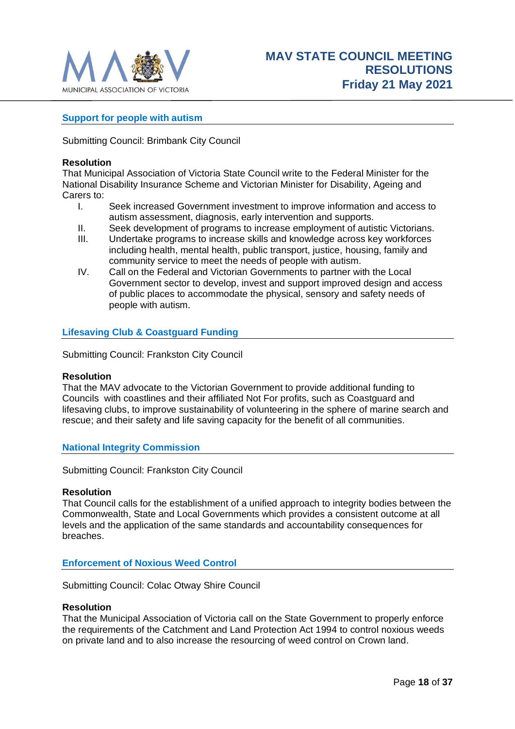## Support for people with autism

Submitting Council: Brimbank City Council

**Resolution**

That Municipal Association of Victoria State Council write to the Federal Minister for the National Disability Insurance Scheme and Victorian Minister for Disability, Ageing and Carers to:

I. Seek increased Government investment to improve information and access to autism assessment, diagnosis, early intervention and supports.

II. Seek development of programs to increase employment of autistic Victorians.

III. Undertake programs to increase skills and knowledge across key workforces including health, mental health, public transport, justice, housing, family and community service to meet the needs of people with autism.

IV. Call on the Federal and Victorian Governments to partner with the Local Government sector to develop, invest and support improved design and access of public places to accommodate the physical, sensory and safety needs of people with autism.

## Lifesaving Club & Coastguard Funding

Submitting Council: Frankston City Council

**Resolution**

That the MAV advocate to the Victorian Government to provide additional funding to Councils with coastlines and their affiliated Not For profits, such as Coastguard and lifesaving clubs, to improve sustainability of volunteering in the sphere of marine search and rescue; and their safety and life saving capacity for the benefit of all communities.

## National Integrity Commission

Submitting Council: Frankston City Council

**Resolution**

That Council calls for the establishment of a unified approach to integrity bodies between the Commonwealth, State and Local Governments which provides a consistent outcome at all levels and the application of the same standards and accountability consequences for breaches.

## Enforcement of Noxious Weed Control

Submitting Council: Colac Otway Shire Council

**Resolution**

That the Municipal Association of Victoria call on the State Government to properly enforce the requirements of the Catchment and Land Protection Act 1994 to control noxious weeds on private land and to also increase the resourcing of weed control on Crown land.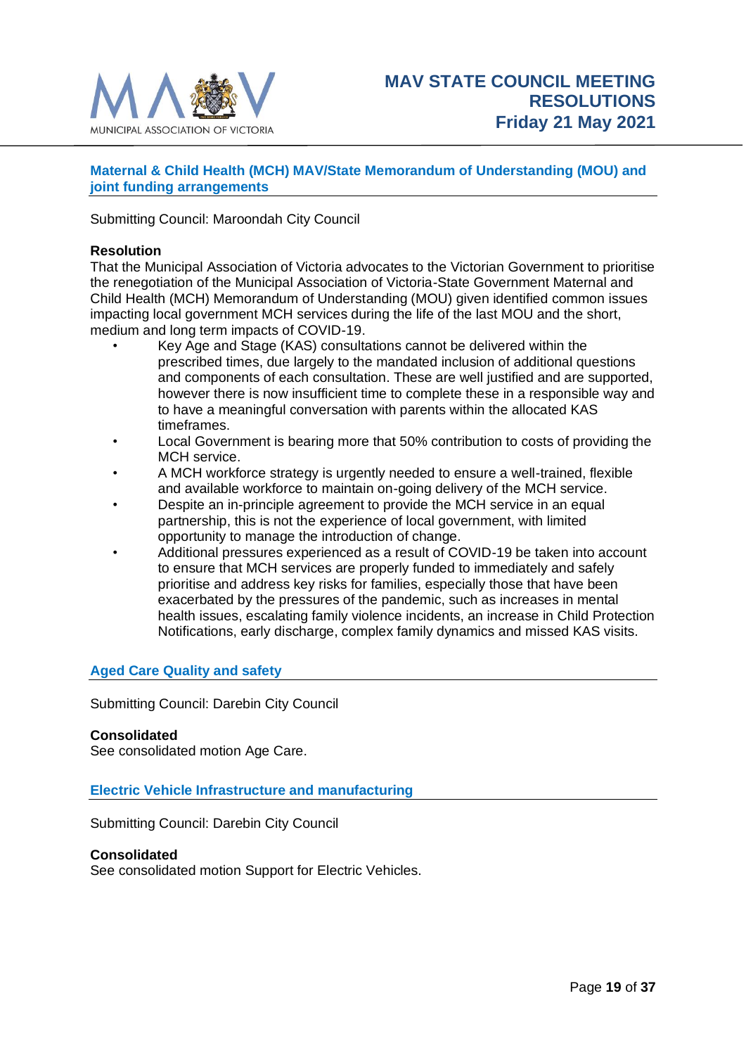## Maternal & Child Health (MCH) MAV/State Memorandum of Understanding (MOU) and joint funding arrangements

Submitting Council: Maroondah City Council

**Resolution**

That the Municipal Association of Victoria advocates to the Victorian Government to prioritise the renegotiation of the Municipal Association of Victoria-State Government Maternal and Child Health (MCH) Memorandum of Understanding (MOU) given identified common issues impacting local government MCH services during the life of the last MOU and the short, medium and long term impacts of COVID-19.

- Key Age and Stage (KAS) consultations cannot be delivered within the prescribed times, due largely to the mandated inclusion of additional questions and components of each consultation. These are well justified and are supported, however there is now insufficient time to complete these in a responsible way and to have a meaningful conversation with parents within the allocated KAS timeframes.
- Local Government is bearing more that 50% contribution to costs of providing the MCH service.
- A MCH workforce strategy is urgently needed to ensure a well-trained, flexible and available workforce to maintain on-going delivery of the MCH service.
- Despite an in-principle agreement to provide the MCH service in an equal partnership, this is not the experience of local government, with limited opportunity to manage the introduction of change.
- Additional pressures experienced as a result of COVID-19 be taken into account to ensure that MCH services are properly funded to immediately and safely prioritise and address key risks for families, especially those that have been exacerbated by the pressures of the pandemic, such as increases in mental health issues, escalating family violence incidents, an increase in Child Protection Notifications, early discharge, complex family dynamics and missed KAS visits.

## Aged Care Quality and safety

Submitting Council: Darebin City Council

**Consolidated**

See consolidated motion Age Care.

## Electric Vehicle Infrastructure and manufacturing

Submitting Council: Darebin City Council

**Consolidated**

See consolidated motion Support for Electric Vehicles.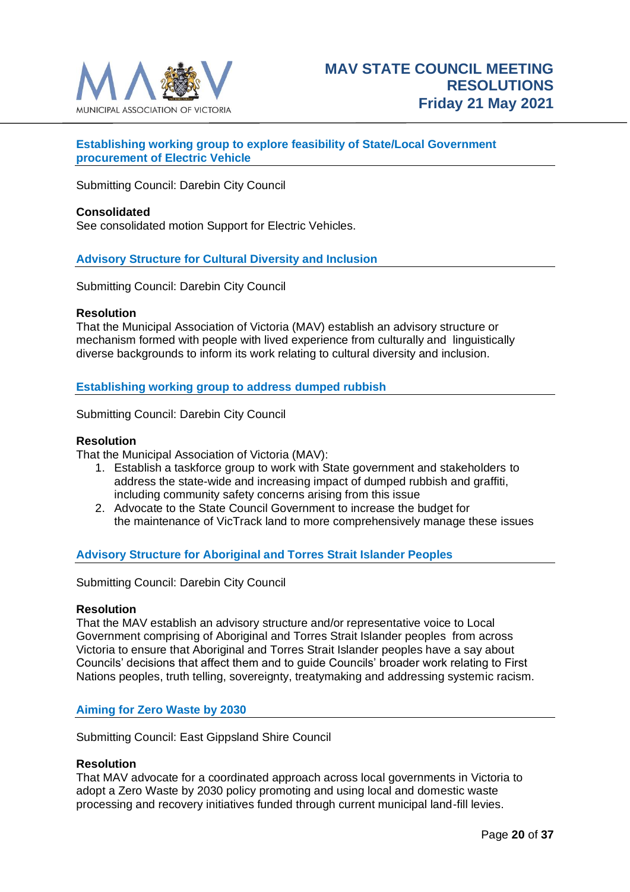## Establishing working group to explore feasibility of State/Local Government procurement of Electric Vehicle

Submitting Council: Darebin City Council

**Consolidated**
See consolidated motion Support for Electric Vehicles.

## Advisory Structure for Cultural Diversity and Inclusion

Submitting Council: Darebin City Council

**Resolution**
That the Municipal Association of Victoria (MAV) establish an advisory structure or mechanism formed with people with lived experience from culturally and linguistically diverse backgrounds to inform its work relating to cultural diversity and inclusion.

## Establishing working group to address dumped rubbish

Submitting Council: Darebin City Council

**Resolution**
That the Municipal Association of Victoria (MAV):

1. Establish a taskforce group to work with State government and stakeholders to address the state-wide and increasing impact of dumped rubbish and graffiti, including community safety concerns arising from this issue
2. Advocate to the State Council Government to increase the budget for the maintenance of VicTrack land to more comprehensively manage these issues

## Advisory Structure for Aboriginal and Torres Strait Islander Peoples

Submitting Council: Darebin City Council

**Resolution**
That the MAV establish an advisory structure and/or representative voice to Local Government comprising of Aboriginal and Torres Strait Islander peoples from across Victoria to ensure that Aboriginal and Torres Strait Islander peoples have a say about Councils' decisions that affect them and to guide Councils' broader work relating to First Nations peoples, truth telling, sovereignty, treatymaking and addressing systemic racism.

## Aiming for Zero Waste by 2030

Submitting Council: East Gippsland Shire Council

**Resolution**
That MAV advocate for a coordinated approach across local governments in Victoria to adopt a Zero Waste by 2030 policy promoting and using local and domestic waste processing and recovery initiatives funded through current municipal land-fill levies.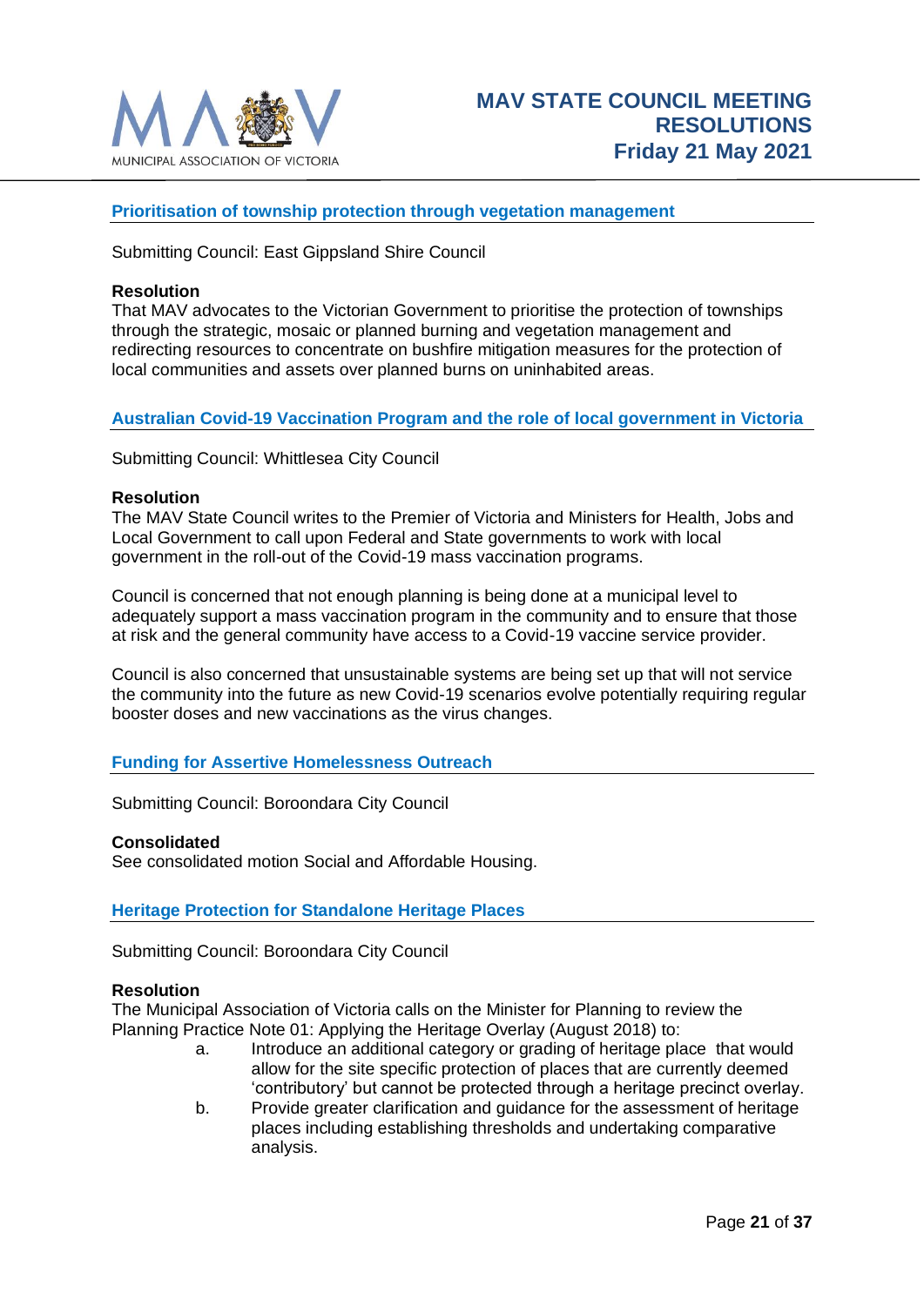## Prioritisation of township protection through vegetation management

Submitting Council: East Gippsland Shire Council

**Resolution**

That MAV advocates to the Victorian Government to prioritise the protection of townships through the strategic, mosaic or planned burning and vegetation management and redirecting resources to concentrate on bushfire mitigation measures for the protection of local communities and assets over planned burns on uninhabited areas.

## Australian Covid-19 Vaccination Program and the role of local government in Victoria

Submitting Council: Whittlesea City Council

**Resolution**

The MAV State Council writes to the Premier of Victoria and Ministers for Health, Jobs and Local Government to call upon Federal and State governments to work with local government in the roll-out of the Covid-19 mass vaccination programs.

Council is concerned that not enough planning is being done at a municipal level to adequately support a mass vaccination program in the community and to ensure that those at risk and the general community have access to a Covid-19 vaccine service provider.

Council is also concerned that unsustainable systems are being set up that will not service the community into the future as new Covid-19 scenarios evolve potentially requiring regular booster doses and new vaccinations as the virus changes.

## Funding for Assertive Homelessness Outreach

Submitting Council: Boroondara City Council

**Consolidated**

See consolidated motion Social and Affordable Housing.

## Heritage Protection for Standalone Heritage Places

Submitting Council: Boroondara City Council

**Resolution**

The Municipal Association of Victoria calls on the Minister for Planning to review the Planning Practice Note 01: Applying the Heritage Overlay (August 2018) to:

a. Introduce an additional category or grading of heritage place that would allow for the site specific protection of places that are currently deemed 'contributory' but cannot be protected through a heritage precinct overlay.

b. Provide greater clarification and guidance for the assessment of heritage places including establishing thresholds and undertaking comparative analysis.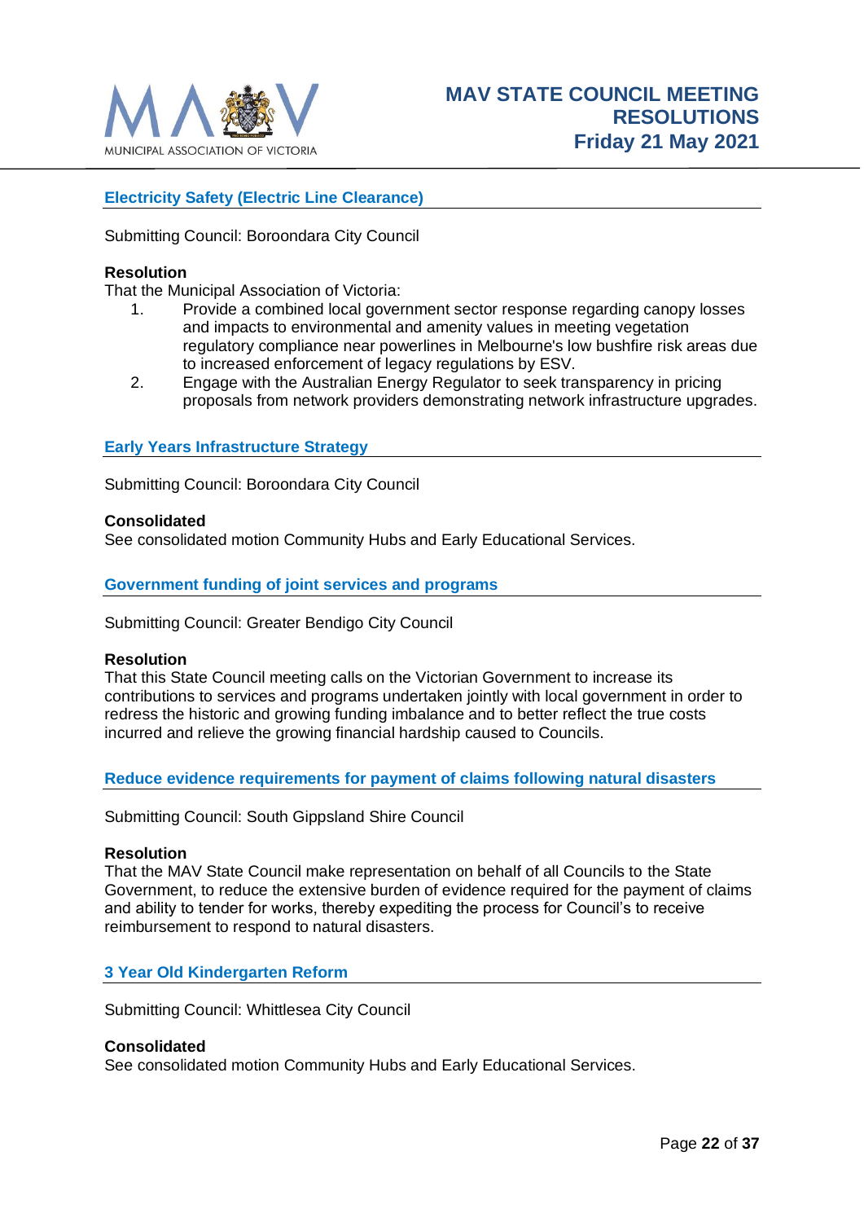## Electricity Safety (Electric Line Clearance)

Submitting Council: Boroondara City Council

**Resolution**

That the Municipal Association of Victoria:

1. Provide a combined local government sector response regarding canopy losses and impacts to environmental and amenity values in meeting vegetation regulatory compliance near powerlines in Melbourne's low bushfire risk areas due to increased enforcement of legacy regulations by ESV.
2. Engage with the Australian Energy Regulator to seek transparency in pricing proposals from network providers demonstrating network infrastructure upgrades.

## Early Years Infrastructure Strategy

Submitting Council: Boroondara City Council

**Consolidated**

See consolidated motion Community Hubs and Early Educational Services.

## Government funding of joint services and programs

Submitting Council: Greater Bendigo City Council

**Resolution**

That this State Council meeting calls on the Victorian Government to increase its contributions to services and programs undertaken jointly with local government in order to redress the historic and growing funding imbalance and to better reflect the true costs incurred and relieve the growing financial hardship caused to Councils.

## Reduce evidence requirements for payment of claims following natural disasters

Submitting Council: South Gippsland Shire Council

**Resolution**

That the MAV State Council make representation on behalf of all Councils to the State Government, to reduce the extensive burden of evidence required for the payment of claims and ability to tender for works, thereby expediting the process for Council's to receive reimbursement to respond to natural disasters.

## 3 Year Old Kindergarten Reform

Submitting Council: Whittlesea City Council

**Consolidated**

See consolidated motion Community Hubs and Early Educational Services.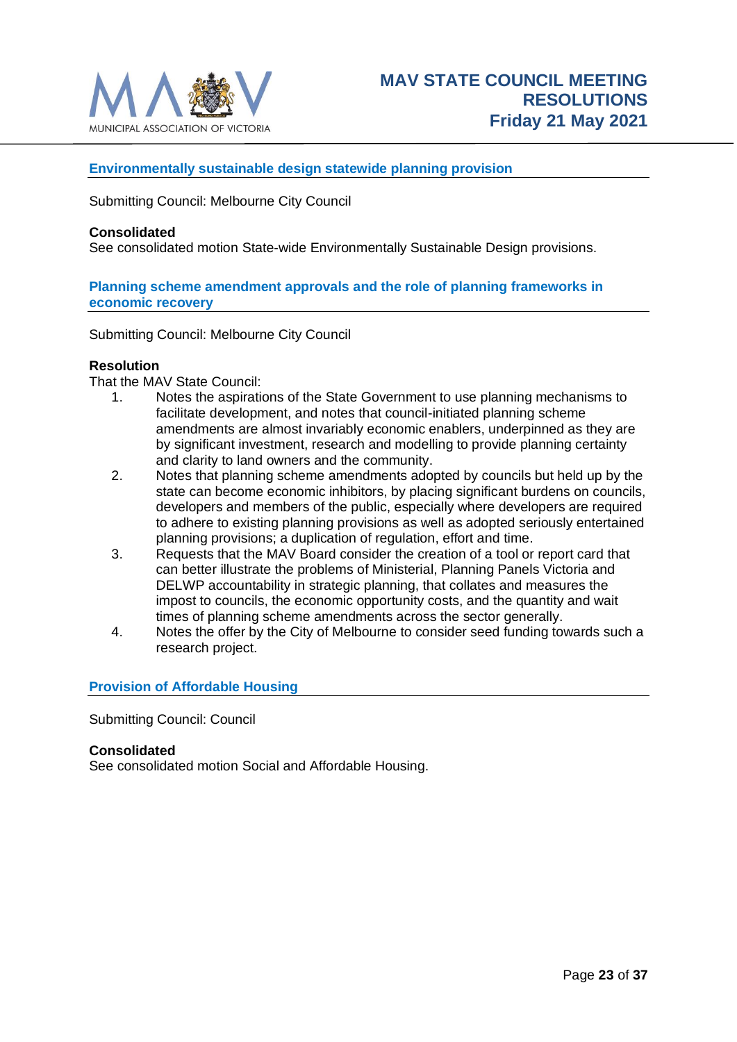## Environmentally sustainable design statewide planning provision

Submitting Council: Melbourne City Council

**Consolidated**
See consolidated motion State-wide Environmentally Sustainable Design provisions.

## Planning scheme amendment approvals and the role of planning frameworks in economic recovery

Submitting Council: Melbourne City Council

**Resolution**
That the MAV State Council:

1. Notes the aspirations of the State Government to use planning mechanisms to facilitate development, and notes that council-initiated planning scheme amendments are almost invariably economic enablers, underpinned as they are by significant investment, research and modelling to provide planning certainty and clarity to land owners and the community.
2. Notes that planning scheme amendments adopted by councils but held up by the state can become economic inhibitors, by placing significant burdens on councils, developers and members of the public, especially where developers are required to adhere to existing planning provisions as well as adopted seriously entertained planning provisions; a duplication of regulation, effort and time.
3. Requests that the MAV Board consider the creation of a tool or report card that can better illustrate the problems of Ministerial, Planning Panels Victoria and DELWP accountability in strategic planning, that collates and measures the impost to councils, the economic opportunity costs, and the quantity and wait times of planning scheme amendments across the sector generally.
4. Notes the offer by the City of Melbourne to consider seed funding towards such a research project.

## Provision of Affordable Housing

Submitting Council: Council

**Consolidated**
See consolidated motion Social and Affordable Housing.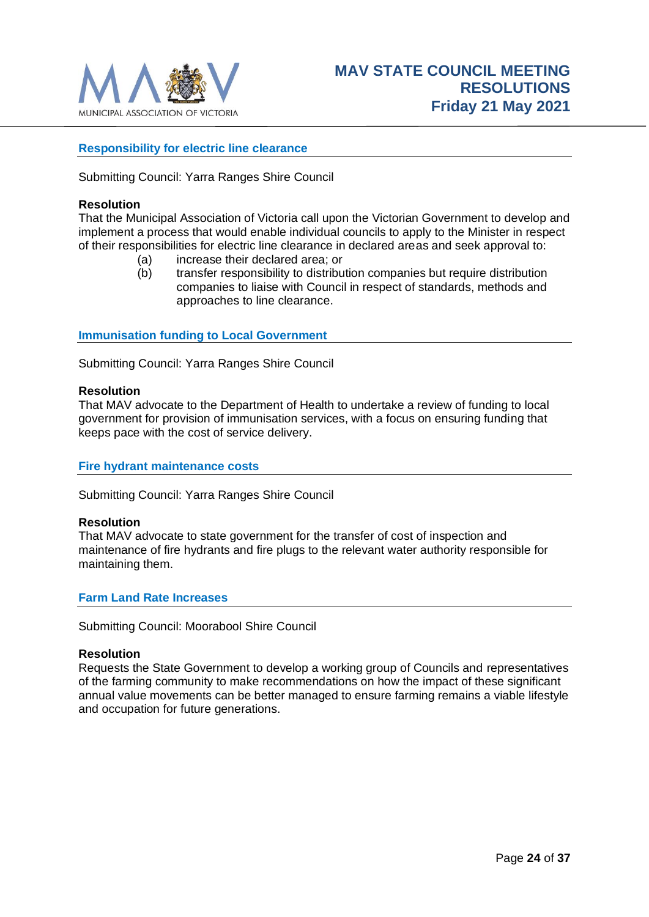## Responsibility for electric line clearance

Submitting Council: Yarra Ranges Shire Council

**Resolution**

That the Municipal Association of Victoria call upon the Victorian Government to develop and implement a process that would enable individual councils to apply to the Minister in respect of their responsibilities for electric line clearance in declared areas and seek approval to:

(a) increase their declared area; or

(b) transfer responsibility to distribution companies but require distribution companies to liaise with Council in respect of standards, methods and approaches to line clearance.

## Immunisation funding to Local Government

Submitting Council: Yarra Ranges Shire Council

**Resolution**

That MAV advocate to the Department of Health to undertake a review of funding to local government for provision of immunisation services, with a focus on ensuring funding that keeps pace with the cost of service delivery.

## Fire hydrant maintenance costs

Submitting Council: Yarra Ranges Shire Council

**Resolution**

That MAV advocate to state government for the transfer of cost of inspection and maintenance of fire hydrants and fire plugs to the relevant water authority responsible for maintaining them.

## Farm Land Rate Increases

Submitting Council: Moorabool Shire Council

**Resolution**

Requests the State Government to develop a working group of Councils and representatives of the farming community to make recommendations on how the impact of these significant annual value movements can be better managed to ensure farming remains a viable lifestyle and occupation for future generations.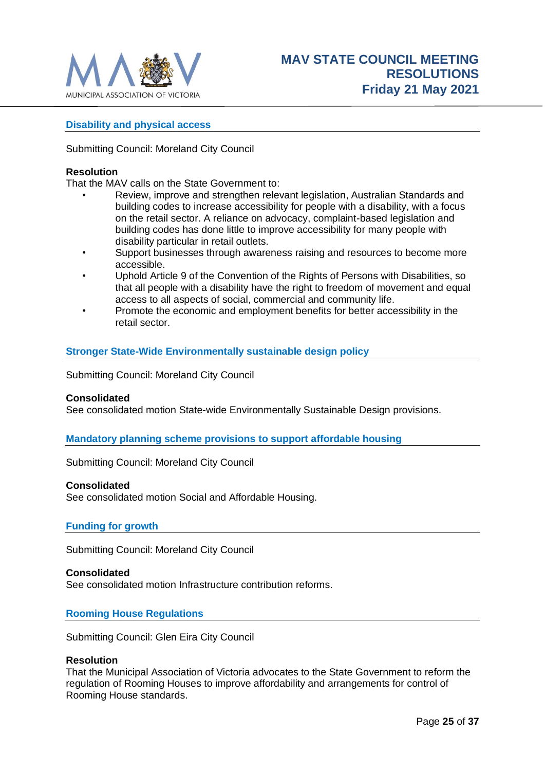## Disability and physical access

Submitting Council: Moreland City Council

**Resolution**

That the MAV calls on the State Government to:

- Review, improve and strengthen relevant legislation, Australian Standards and building codes to increase accessibility for people with a disability, with a focus on the retail sector. A reliance on advocacy, complaint-based legislation and building codes has done little to improve accessibility for many people with disability particular in retail outlets.
- Support businesses through awareness raising and resources to become more accessible.
- Uphold Article 9 of the Convention of the Rights of Persons with Disabilities, so that all people with a disability have the right to freedom of movement and equal access to all aspects of social, commercial and community life.
- Promote the economic and employment benefits for better accessibility in the retail sector.

## Stronger State-Wide Environmentally sustainable design policy

Submitting Council: Moreland City Council

**Consolidated**

See consolidated motion State-wide Environmentally Sustainable Design provisions.

## Mandatory planning scheme provisions to support affordable housing

Submitting Council: Moreland City Council

**Consolidated**

See consolidated motion Social and Affordable Housing.

## Funding for growth

Submitting Council: Moreland City Council

**Consolidated**

See consolidated motion Infrastructure contribution reforms.

## Rooming House Regulations

Submitting Council: Glen Eira City Council

**Resolution**

That the Municipal Association of Victoria advocates to the State Government to reform the regulation of Rooming Houses to improve affordability and arrangements for control of Rooming House standards.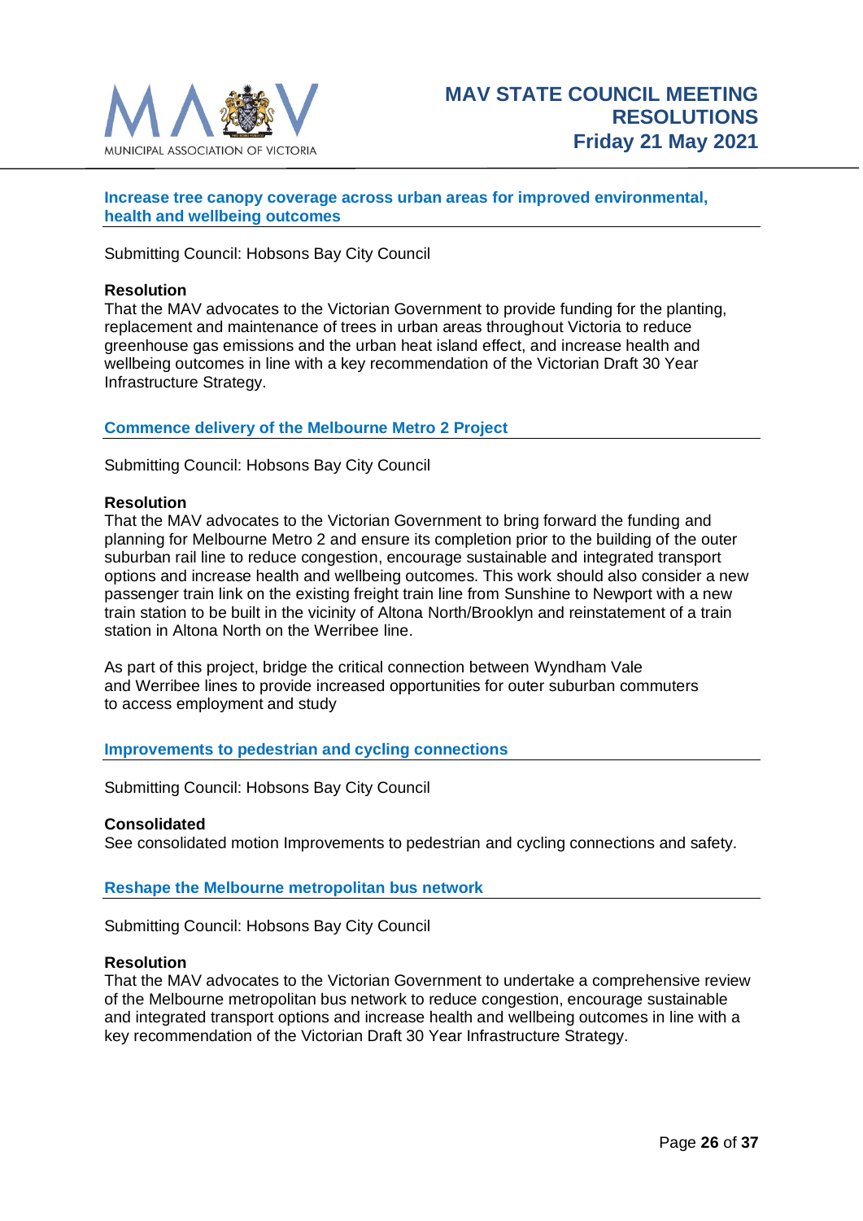## Increase tree canopy coverage across urban areas for improved environmental, health and wellbeing outcomes

Submitting Council: Hobsons Bay City Council

**Resolution**
That the MAV advocates to the Victorian Government to provide funding for the planting, replacement and maintenance of trees in urban areas throughout Victoria to reduce greenhouse gas emissions and the urban heat island effect, and increase health and wellbeing outcomes in line with a key recommendation of the Victorian Draft 30 Year Infrastructure Strategy.

## Commence delivery of the Melbourne Metro 2 Project

Submitting Council: Hobsons Bay City Council

**Resolution**
That the MAV advocates to the Victorian Government to bring forward the funding and planning for Melbourne Metro 2 and ensure its completion prior to the building of the outer suburban rail line to reduce congestion, encourage sustainable and integrated transport options and increase health and wellbeing outcomes. This work should also consider a new passenger train link on the existing freight train line from Sunshine to Newport with a new train station to be built in the vicinity of Altona North/Brooklyn and reinstatement of a train station in Altona North on the Werribee line.

As part of this project, bridge the critical connection between Wyndham Vale and Werribee lines to provide increased opportunities for outer suburban commuters to access employment and study

## Improvements to pedestrian and cycling connections

Submitting Council: Hobsons Bay City Council

**Consolidated**
See consolidated motion Improvements to pedestrian and cycling connections and safety.

## Reshape the Melbourne metropolitan bus network

Submitting Council: Hobsons Bay City Council

**Resolution**
That the MAV advocates to the Victorian Government to undertake a comprehensive review of the Melbourne metropolitan bus network to reduce congestion, encourage sustainable and integrated transport options and increase health and wellbeing outcomes in line with a key recommendation of the Victorian Draft 30 Year Infrastructure Strategy.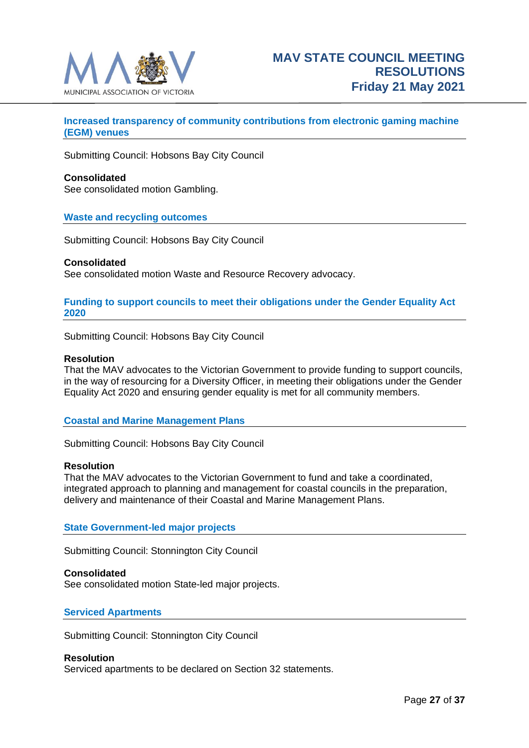### Increased transparency of community contributions from electronic gaming machine (EGM) venues

Submitting Council: Hobsons Bay City Council

**Consolidated**
See consolidated motion Gambling.

### Waste and recycling outcomes

Submitting Council: Hobsons Bay City Council

**Consolidated**
See consolidated motion Waste and Resource Recovery advocacy.

### Funding to support councils to meet their obligations under the Gender Equality Act 2020

Submitting Council: Hobsons Bay City Council

**Resolution**
That the MAV advocates to the Victorian Government to provide funding to support councils, in the way of resourcing for a Diversity Officer, in meeting their obligations under the Gender Equality Act 2020 and ensuring gender equality is met for all community members.

### Coastal and Marine Management Plans

Submitting Council: Hobsons Bay City Council

**Resolution**
That the MAV advocates to the Victorian Government to fund and take a coordinated, integrated approach to planning and management for coastal councils in the preparation, delivery and maintenance of their Coastal and Marine Management Plans.

### State Government-led major projects

Submitting Council: Stonnington City Council

**Consolidated**
See consolidated motion State-led major projects.

### Serviced Apartments

Submitting Council: Stonnington City Council

**Resolution**
Serviced apartments to be declared on Section 32 statements.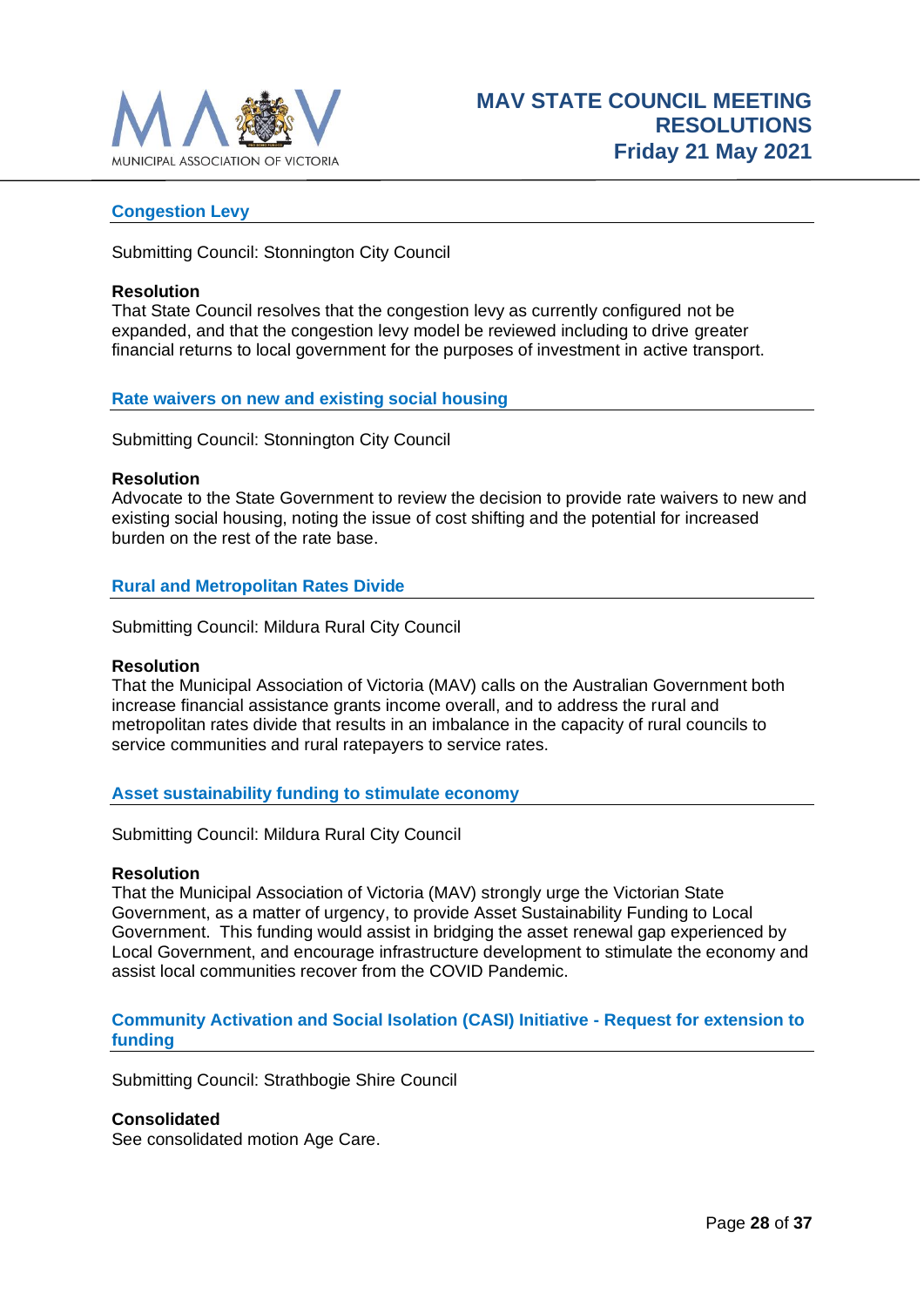## Congestion Levy

Submitting Council: Stonnington City Council

**Resolution**
That State Council resolves that the congestion levy as currently configured not be expanded, and that the congestion levy model be reviewed including to drive greater financial returns to local government for the purposes of investment in active transport.

## Rate waivers on new and existing social housing

Submitting Council: Stonnington City Council

**Resolution**
Advocate to the State Government to review the decision to provide rate waivers to new and existing social housing, noting the issue of cost shifting and the potential for increased burden on the rest of the rate base.

## Rural and Metropolitan Rates Divide

Submitting Council: Mildura Rural City Council

**Resolution**
That the Municipal Association of Victoria (MAV) calls on the Australian Government both increase financial assistance grants income overall, and to address the rural and metropolitan rates divide that results in an imbalance in the capacity of rural councils to service communities and rural ratepayers to service rates.

## Asset sustainability funding to stimulate economy

Submitting Council: Mildura Rural City Council

**Resolution**
That the Municipal Association of Victoria (MAV) strongly urge the Victorian State Government, as a matter of urgency, to provide Asset Sustainability Funding to Local Government. This funding would assist in bridging the asset renewal gap experienced by Local Government, and encourage infrastructure development to stimulate the economy and assist local communities recover from the COVID Pandemic.

## Community Activation and Social Isolation (CASI) Initiative - Request for extension to funding

Submitting Council: Strathbogie Shire Council

**Consolidated**
See consolidated motion Age Care.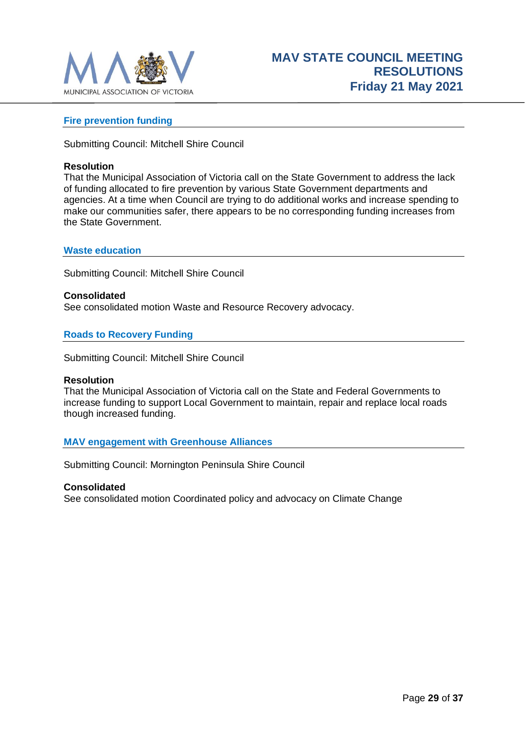## Fire prevention funding

Submitting Council: Mitchell Shire Council

**Resolution**

That the Municipal Association of Victoria call on the State Government to address the lack of funding allocated to fire prevention by various State Government departments and agencies. At a time when Council are trying to do additional works and increase spending to make our communities safer, there appears to be no corresponding funding increases from the State Government.

## Waste education

Submitting Council: Mitchell Shire Council

**Consolidated**

See consolidated motion Waste and Resource Recovery advocacy.

## Roads to Recovery Funding

Submitting Council: Mitchell Shire Council

**Resolution**

That the Municipal Association of Victoria call on the State and Federal Governments to increase funding to support Local Government to maintain, repair and replace local roads though increased funding.

## MAV engagement with Greenhouse Alliances

Submitting Council: Mornington Peninsula Shire Council

**Consolidated**

See consolidated motion Coordinated policy and advocacy on Climate Change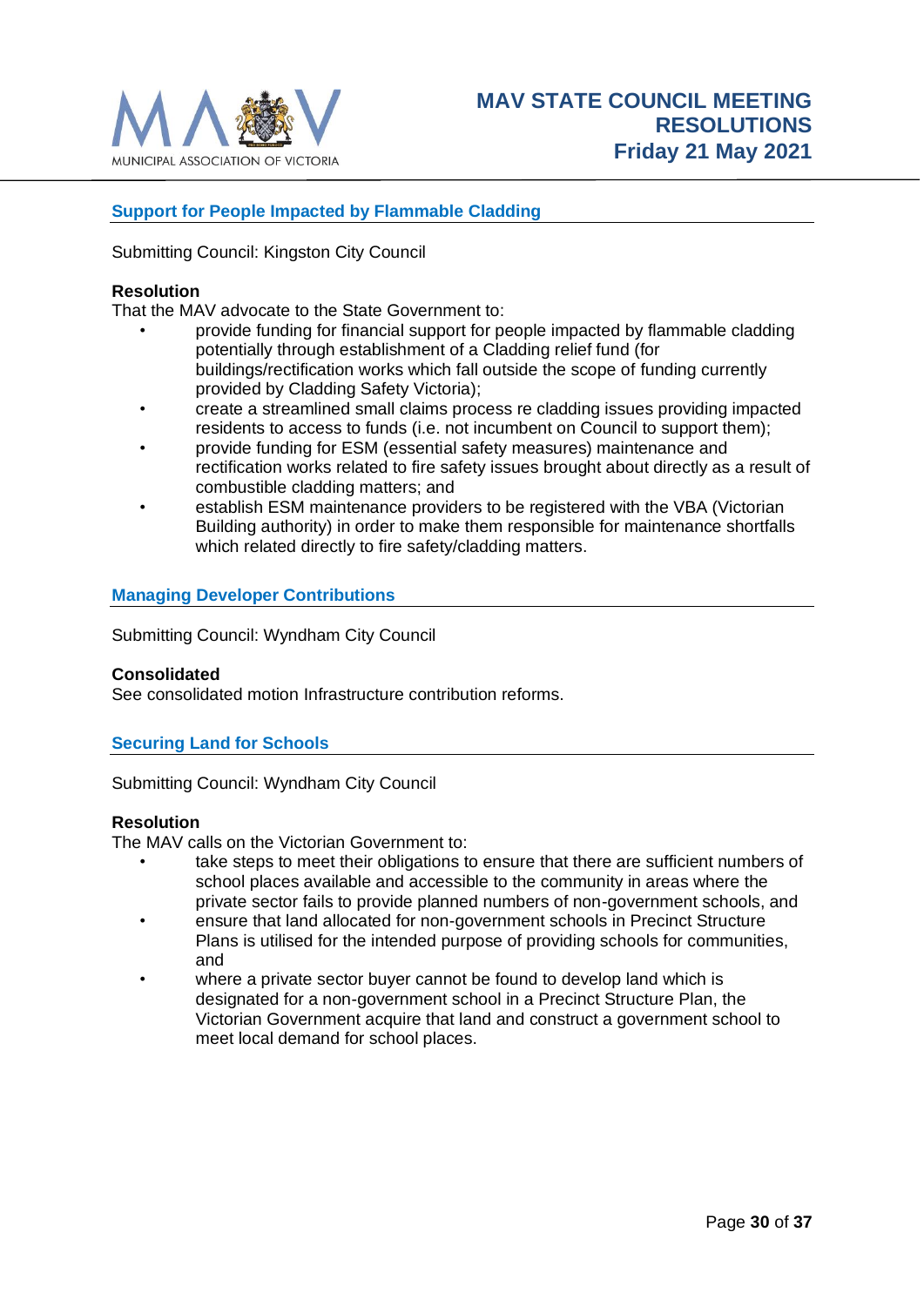## Support for People Impacted by Flammable Cladding

Submitting Council: Kingston City Council

**Resolution**

That the MAV advocate to the State Government to:

- provide funding for financial support for people impacted by flammable cladding potentially through establishment of a Cladding relief fund (for buildings/rectification works which fall outside the scope of funding currently provided by Cladding Safety Victoria);
- create a streamlined small claims process re cladding issues providing impacted residents to access to funds (i.e. not incumbent on Council to support them);
- provide funding for ESM (essential safety measures) maintenance and rectification works related to fire safety issues brought about directly as a result of combustible cladding matters; and
- establish ESM maintenance providers to be registered with the VBA (Victorian Building authority) in order to make them responsible for maintenance shortfalls which related directly to fire safety/cladding matters.

## Managing Developer Contributions

Submitting Council: Wyndham City Council

**Consolidated**

See consolidated motion Infrastructure contribution reforms.

## Securing Land for Schools

Submitting Council: Wyndham City Council

**Resolution**

The MAV calls on the Victorian Government to:

- take steps to meet their obligations to ensure that there are sufficient numbers of school places available and accessible to the community in areas where the private sector fails to provide planned numbers of non-government schools, and
- ensure that land allocated for non-government schools in Precinct Structure Plans is utilised for the intended purpose of providing schools for communities, and
- where a private sector buyer cannot be found to develop land which is designated for a non-government school in a Precinct Structure Plan, the Victorian Government acquire that land and construct a government school to meet local demand for school places.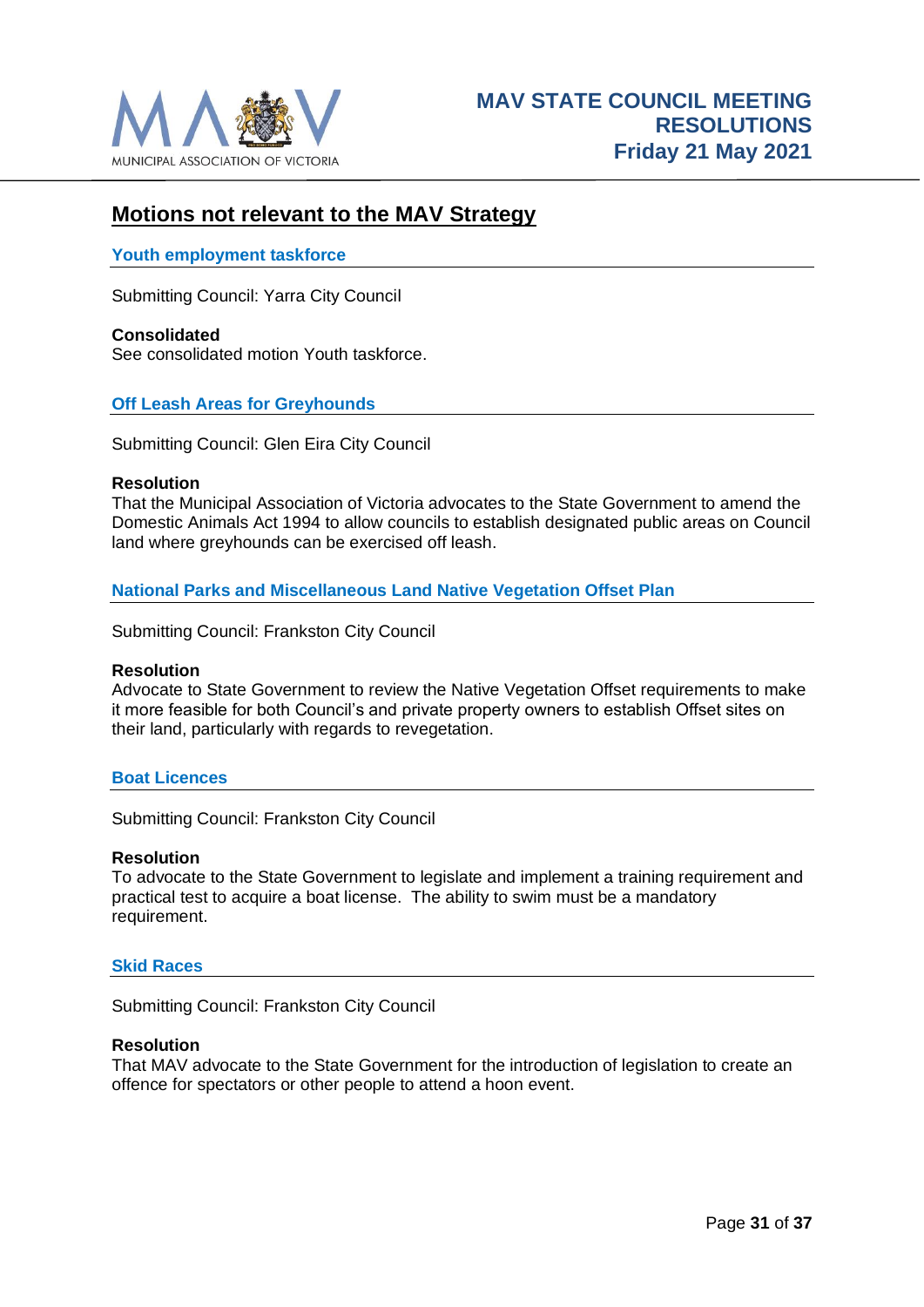## Motions not relevant to the MAV Strategy

### Youth employment taskforce

Submitting Council: Yarra City Council

**Consolidated**
See consolidated motion Youth taskforce.

### Off Leash Areas for Greyhounds

Submitting Council: Glen Eira City Council

**Resolution**
That the Municipal Association of Victoria advocates to the State Government to amend the Domestic Animals Act 1994 to allow councils to establish designated public areas on Council land where greyhounds can be exercised off leash.

### National Parks and Miscellaneous Land Native Vegetation Offset Plan

Submitting Council: Frankston City Council

**Resolution**
Advocate to State Government to review the Native Vegetation Offset requirements to make it more feasible for both Council's and private property owners to establish Offset sites on their land, particularly with regards to revegetation.

### Boat Licences

Submitting Council: Frankston City Council

**Resolution**
To advocate to the State Government to legislate and implement a training requirement and practical test to acquire a boat license. The ability to swim must be a mandatory requirement.

### Skid Races

Submitting Council: Frankston City Council

**Resolution**
That MAV advocate to the State Government for the introduction of legislation to create an offence for spectators or other people to attend a hoon event.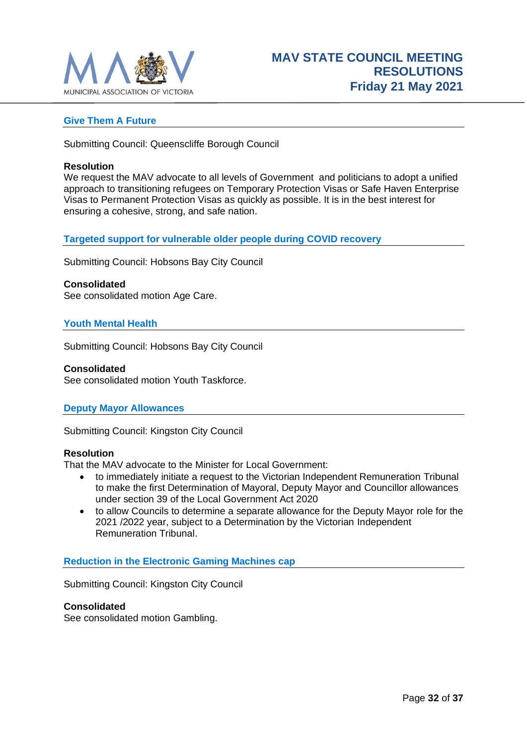## Give Them A Future

Submitting Council: Queenscliffe Borough Council

**Resolution**
We request the MAV advocate to all levels of Government and politicians to adopt a unified approach to transitioning refugees on Temporary Protection Visas or Safe Haven Enterprise Visas to Permanent Protection Visas as quickly as possible. It is in the best interest for ensuring a cohesive, strong, and safe nation.

## Targeted support for vulnerable older people during COVID recovery

Submitting Council: Hobsons Bay City Council

**Consolidated**
See consolidated motion Age Care.

## Youth Mental Health

Submitting Council: Hobsons Bay City Council

**Consolidated**
See consolidated motion Youth Taskforce.

## Deputy Mayor Allowances

Submitting Council: Kingston City Council

**Resolution**
That the MAV advocate to the Minister for Local Government:

- to immediately initiate a request to the Victorian Independent Remuneration Tribunal to make the first Determination of Mayoral, Deputy Mayor and Councillor allowances under section 39 of the Local Government Act 2020
- to allow Councils to determine a separate allowance for the Deputy Mayor role for the 2021 /2022 year, subject to a Determination by the Victorian Independent Remuneration Tribunal.

## Reduction in the Electronic Gaming Machines cap

Submitting Council: Kingston City Council

**Consolidated**
See consolidated motion Gambling.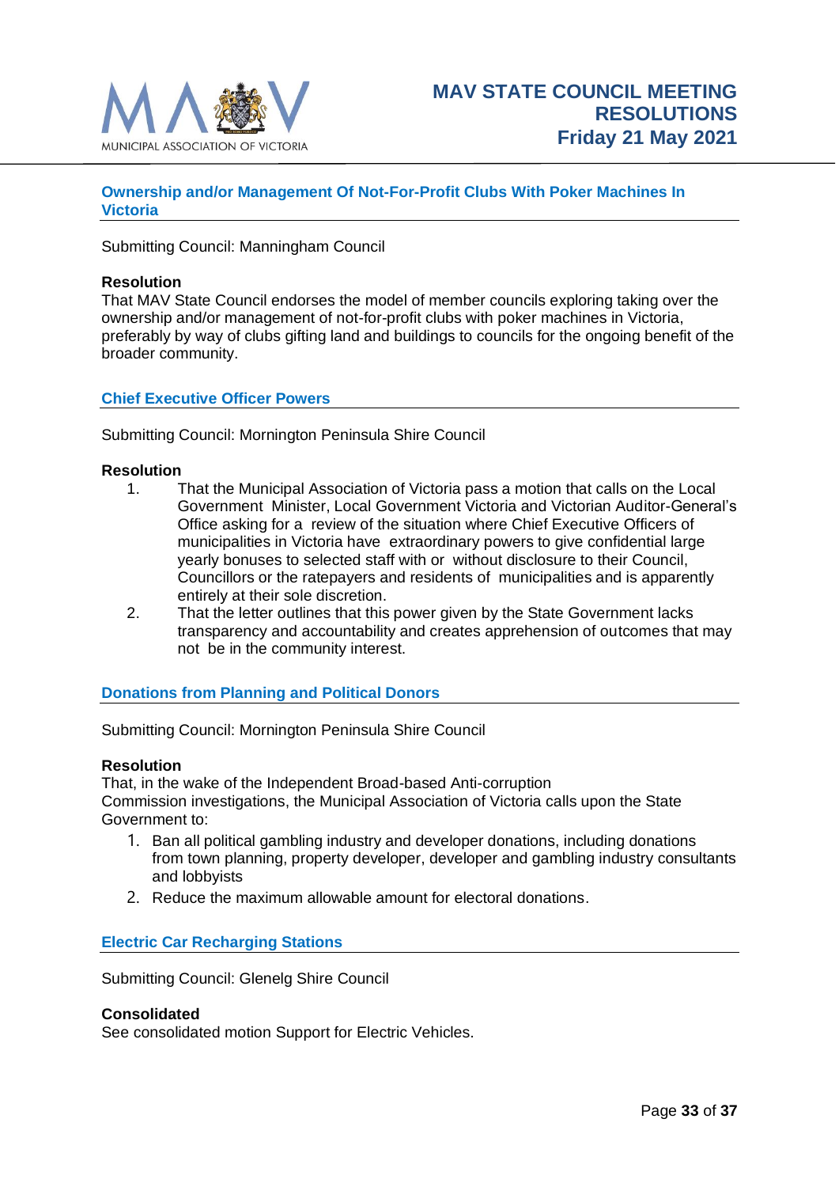## Ownership and/or Management Of Not-For-Profit Clubs With Poker Machines In Victoria

Submitting Council: Manningham Council

**Resolution**

That MAV State Council endorses the model of member councils exploring taking over the ownership and/or management of not-for-profit clubs with poker machines in Victoria, preferably by way of clubs gifting land and buildings to councils for the ongoing benefit of the broader community.

## Chief Executive Officer Powers

Submitting Council: Mornington Peninsula Shire Council

**Resolution**

1. That the Municipal Association of Victoria pass a motion that calls on the Local Government Minister, Local Government Victoria and Victorian Auditor-General's Office asking for a review of the situation where Chief Executive Officers of municipalities in Victoria have extraordinary powers to give confidential large yearly bonuses to selected staff with or without disclosure to their Council, Councillors or the ratepayers and residents of municipalities and is apparently entirely at their sole discretion.
2. That the letter outlines that this power given by the State Government lacks transparency and accountability and creates apprehension of outcomes that may not be in the community interest.

## Donations from Planning and Political Donors

Submitting Council: Mornington Peninsula Shire Council

**Resolution**

That, in the wake of the Independent Broad-based Anti-corruption Commission investigations, the Municipal Association of Victoria calls upon the State Government to:

1. Ban all political gambling industry and developer donations, including donations from town planning, property developer, developer and gambling industry consultants and lobbyists
2. Reduce the maximum allowable amount for electoral donations.

## Electric Car Recharging Stations

Submitting Council: Glenelg Shire Council

**Consolidated**

See consolidated motion Support for Electric Vehicles.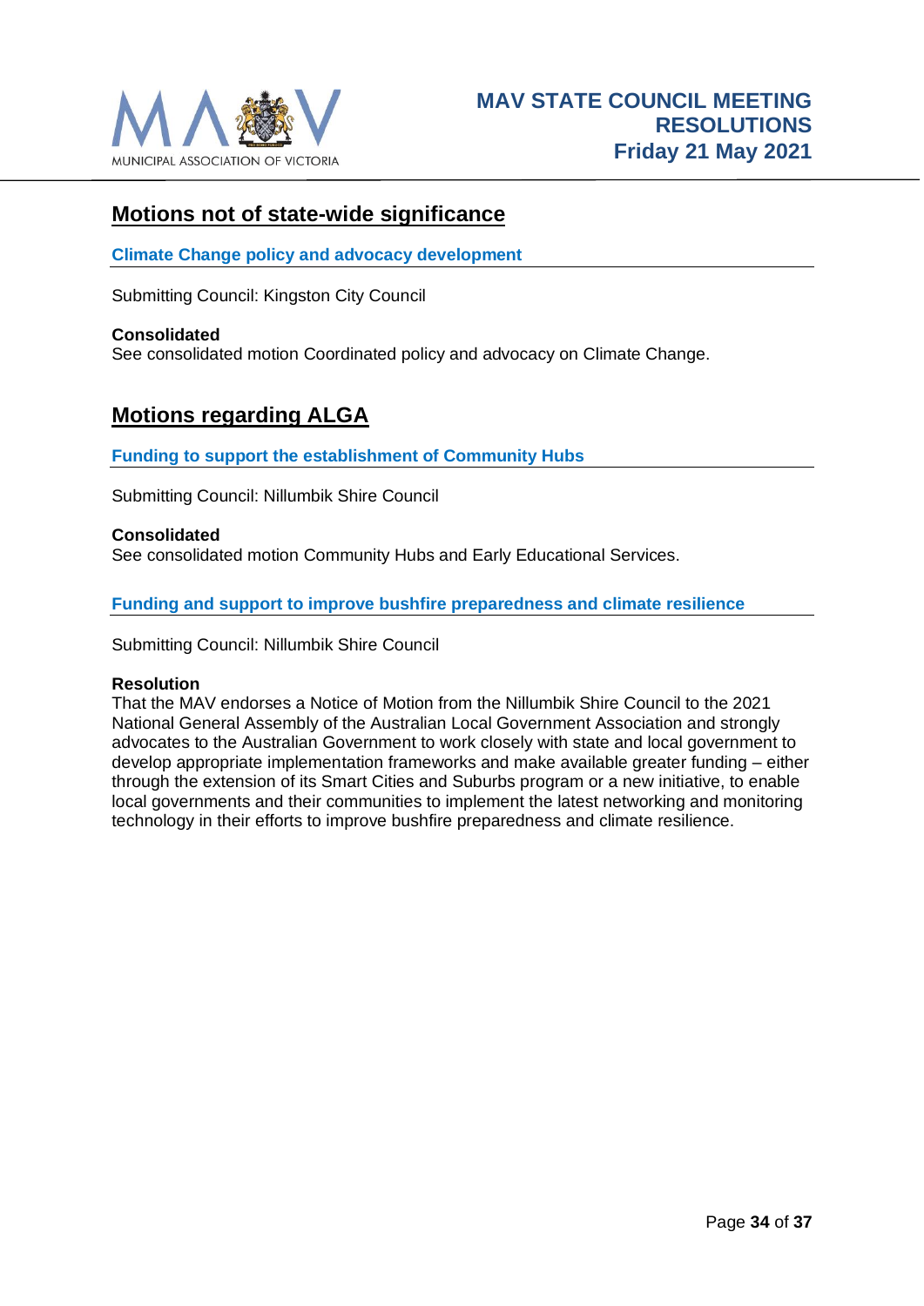## Motions not of state-wide significance

### Climate Change policy and advocacy development

Submitting Council: Kingston City Council

**Consolidated**
See consolidated motion Coordinated policy and advocacy on Climate Change.

## Motions regarding ALGA

### Funding to support the establishment of Community Hubs

Submitting Council: Nillumbik Shire Council

**Consolidated**
See consolidated motion Community Hubs and Early Educational Services.

### Funding and support to improve bushfire preparedness and climate resilience

Submitting Council: Nillumbik Shire Council

**Resolution**
That the MAV endorses a Notice of Motion from the Nillumbik Shire Council to the 2021 National General Assembly of the Australian Local Government Association and strongly advocates to the Australian Government to work closely with state and local government to develop appropriate implementation frameworks and make available greater funding – either through the extension of its Smart Cities and Suburbs program or a new initiative, to enable local governments and their communities to implement the latest networking and monitoring technology in their efforts to improve bushfire preparedness and climate resilience.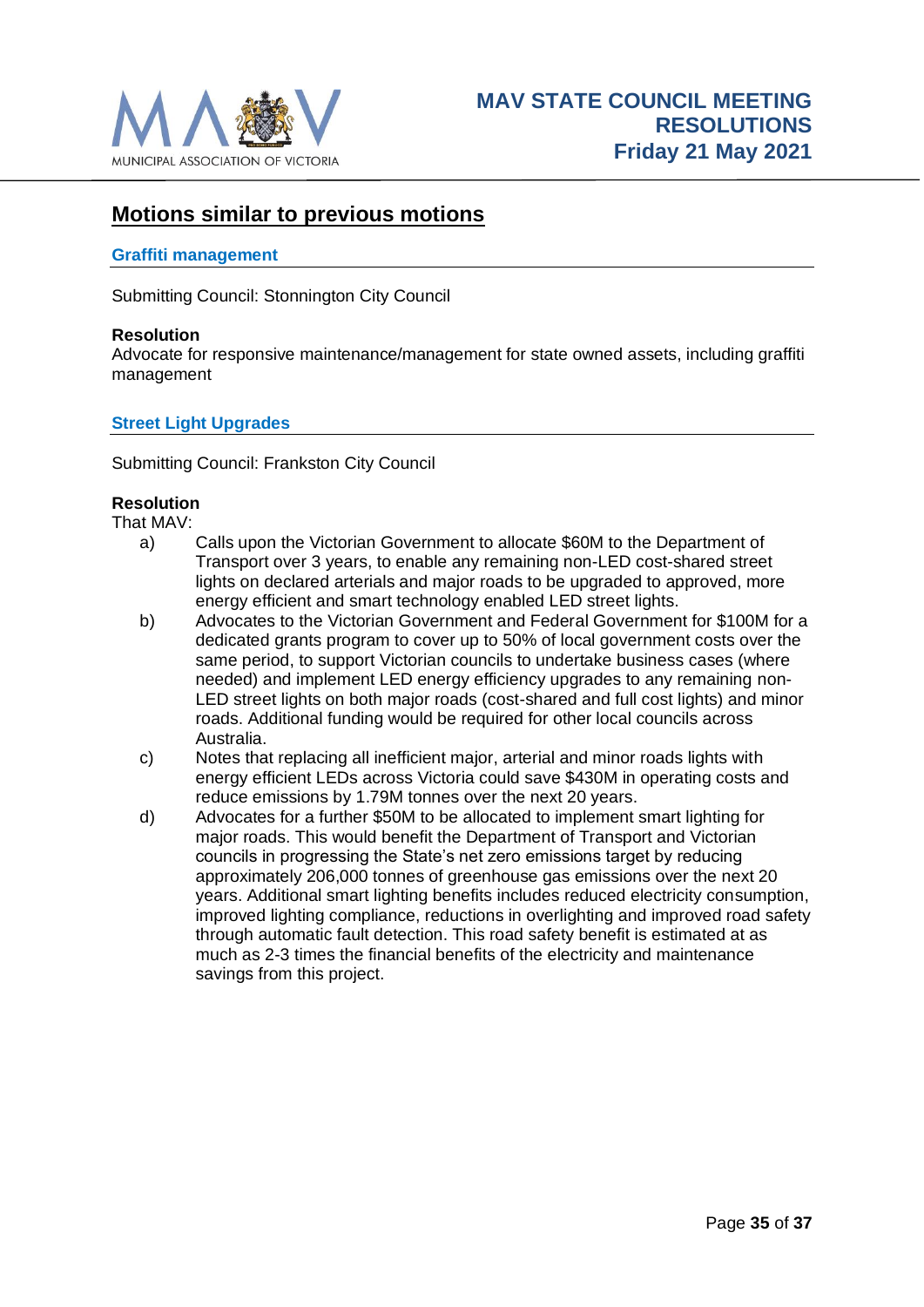## Motions similar to previous motions

### Graffiti management

Submitting Council: Stonnington City Council

**Resolution**
Advocate for responsive maintenance/management for state owned assets, including graffiti management

### Street Light Upgrades

Submitting Council: Frankston City Council

**Resolution**
That MAV:

a) Calls upon the Victorian Government to allocate $60M to the Department of Transport over 3 years, to enable any remaining non-LED cost-shared street lights on declared arterials and major roads to be upgraded to approved, more energy efficient and smart technology enabled LED street lights.

b) Advocates to the Victorian Government and Federal Government for $100M for a dedicated grants program to cover up to 50% of local government costs over the same period, to support Victorian councils to undertake business cases (where needed) and implement LED energy efficiency upgrades to any remaining non-LED street lights on both major roads (cost-shared and full cost lights) and minor roads. Additional funding would be required for other local councils across Australia.

c) Notes that replacing all inefficient major, arterial and minor roads lights with energy efficient LEDs across Victoria could save $430M in operating costs and reduce emissions by 1.79M tonnes over the next 20 years.

d) Advocates for a further $50M to be allocated to implement smart lighting for major roads. This would benefit the Department of Transport and Victorian councils in progressing the State's net zero emissions target by reducing approximately 206,000 tonnes of greenhouse gas emissions over the next 20 years. Additional smart lighting benefits includes reduced electricity consumption, improved lighting compliance, reductions in overlighting and improved road safety through automatic fault detection. This road safety benefit is estimated at as much as 2-3 times the financial benefits of the electricity and maintenance savings from this project.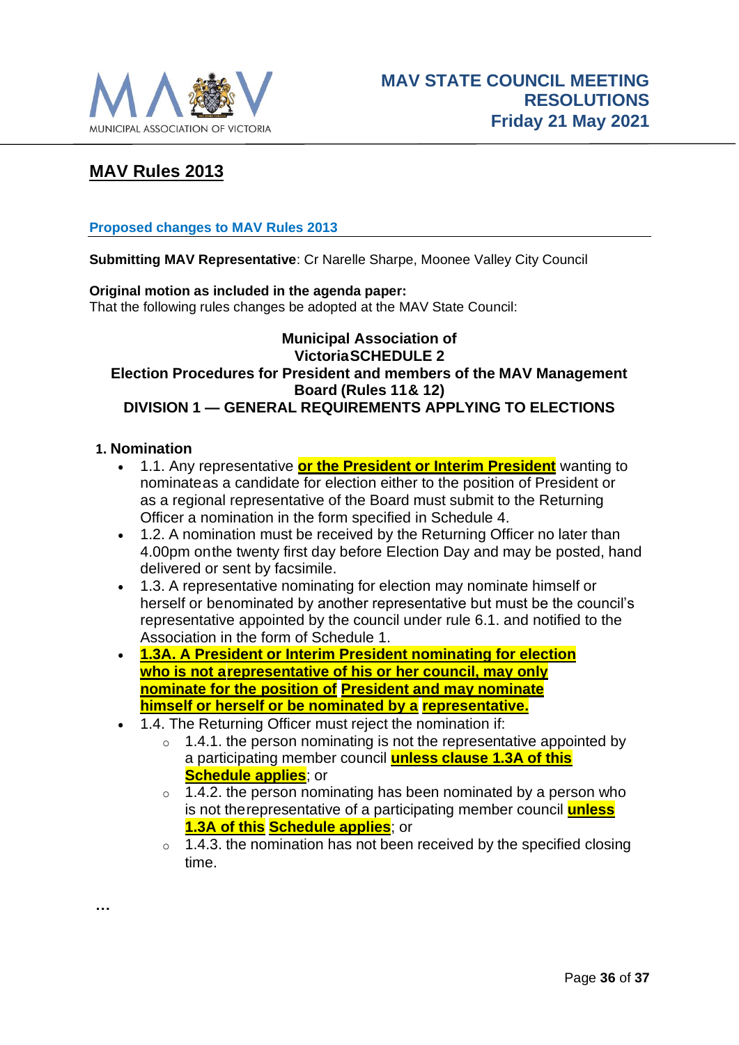## MAV Rules 2013

### Proposed changes to MAV Rules 2013

**Submitting MAV Representative**: Cr Narelle Sharpe, Moonee Valley City Council

**Original motion as included in the agenda paper:**
That the following rules changes be adopted at the MAV State Council:

**Municipal Association of Victoria SCHEDULE 2**
**Election Procedures for President and members of the MAV Management Board (Rules 11& 12)**
**DIVISION 1 — GENERAL REQUIREMENTS APPLYING TO ELECTIONS**

**1. Nomination**

- 1.1. Any representative **or the President or Interim President** wanting to nominate as a candidate for election either to the position of President or as a regional representative of the Board must submit to the Returning Officer a nomination in the form specified in Schedule 4.
- 1.2. A nomination must be received by the Returning Officer no later than 4.00pm on the twenty first day before Election Day and may be posted, hand delivered or sent by facsimile.
- 1.3. A representative nominating for election may nominate himself or herself or be nominated by another representative but must be the council's representative appointed by the council under rule 6.1. and notified to the Association in the form of Schedule 1.
- **1.3A. A President or Interim President nominating for election who is not a representative of his or her council, may only nominate for the position of President and may nominate himself or herself or be nominated by a representative.**
- 1.4. The Returning Officer must reject the nomination if:
  - 1.4.1. the person nominating is not the representative appointed by a participating member council **unless clause 1.3A of this Schedule applies**; or
  - 1.4.2. the person nominating has been nominated by a person who is not the representative of a participating member council **unless 1.3A of this Schedule applies**; or
  - 1.4.3. the nomination has not been received by the specified closing time.

…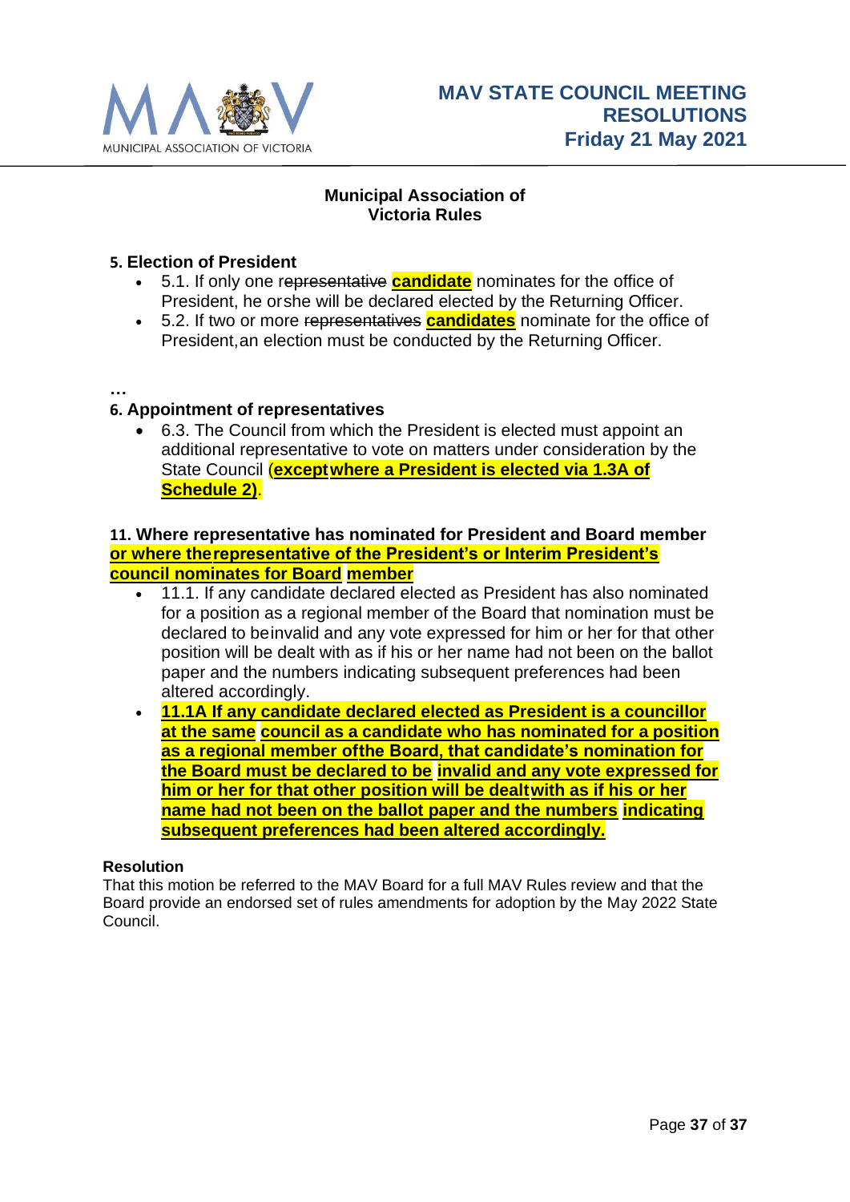## Municipal Association of Victoria Rules

**5. Election of President**

- 5.1. If only one ~~representative~~ **candidate** nominates for the office of President, he or she will be declared elected by the Returning Officer.
- 5.2. If two or more ~~representatives~~ **candidates** nominate for the office of President, an election must be conducted by the Returning Officer.

…

**6. Appointment of representatives**

- 6.3. The Council from which the President is elected must appoint an additional representative to vote on matters under consideration by the State Council **(except where a President is elected via 1.3A of Schedule 2)**.

**11. Where representative has nominated for President and Board member or where the representative of the President's or Interim President's council nominates for Board member**

- 11.1. If any candidate declared elected as President has also nominated for a position as a regional member of the Board that nomination must be declared to be invalid and any vote expressed for him or her for that other position will be dealt with as if his or her name had not been on the ballot paper and the numbers indicating subsequent preferences had been altered accordingly.
- **11.1A If any candidate declared elected as President is a councillor at the same council as a candidate who has nominated for a position as a regional member of the Board, that candidate's nomination for the Board must be declared to be invalid and any vote expressed for him or her for that other position will be dealt with as if his or her name had not been on the ballot paper and the numbers indicating subsequent preferences had been altered accordingly.**

**Resolution**

That this motion be referred to the MAV Board for a full MAV Rules review and that the Board provide an endorsed set of rules amendments for adoption by the May 2022 State Council.